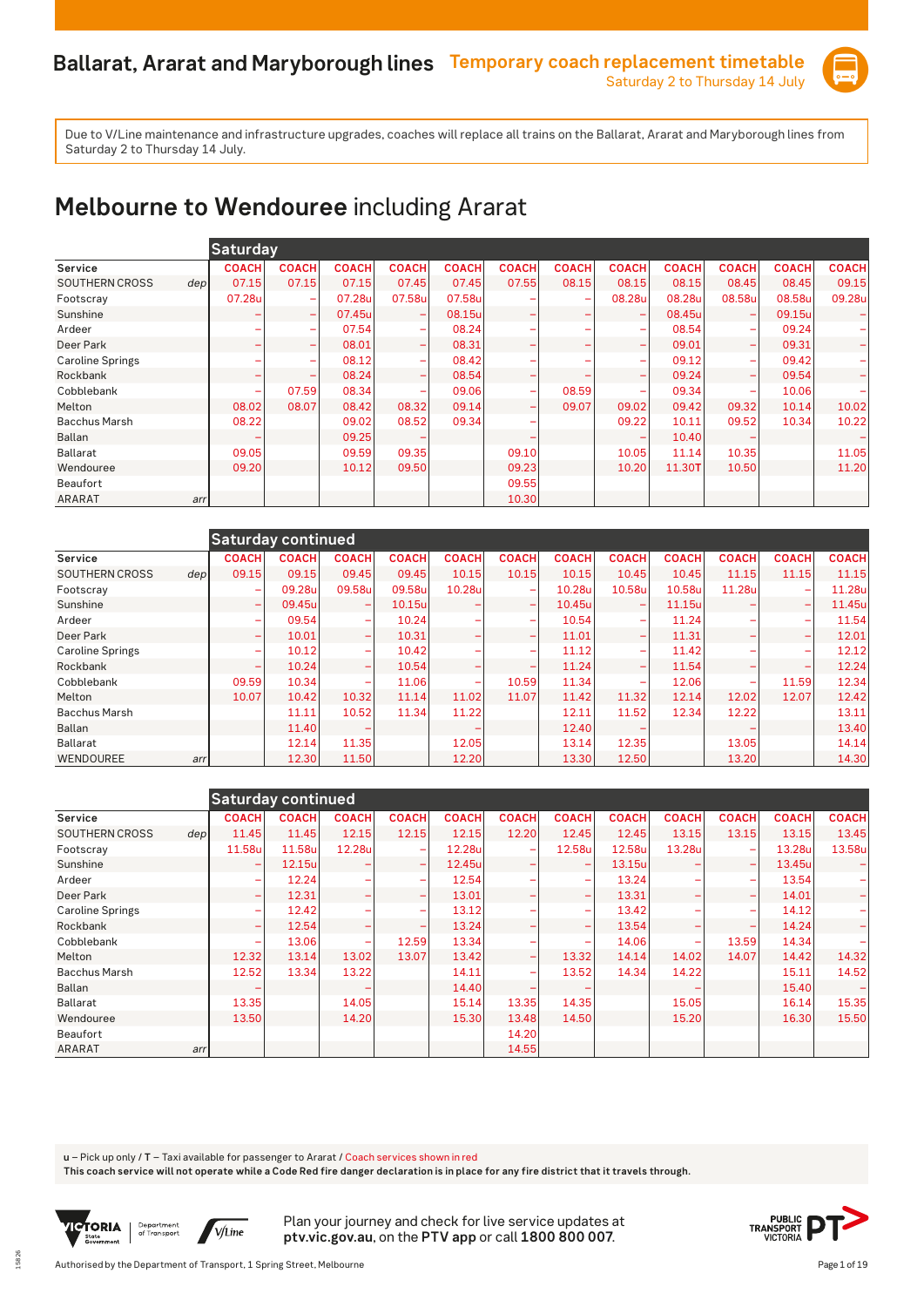# Ballarat, Ararat and Maryborough lines

**Temporary coach replacement timetable**
Saturday 2 to Thursday 14 July

Due to V/Line maintenance and infrastructure upgrades, coaches will replace all trains on the Ballarat, Ararat and Maryborough lines from Saturday 2 to Thursday 14 July.

## **Melbourne to Wendouree** including Ararat

| | | Saturday | | | | | | | | | | | |
|---|---|---|---|---|---|---|---|---|---|---|---|---|---|
| Service | | COACH | COACH | COACH | COACH | COACH | COACH | COACH | COACH | COACH | COACH | COACH | COACH |
| SOUTHERN CROSS | dep | 07.15 | 07.15 | 07.15 | 07.45 | 07.45 | 07.55 | 08.15 | 08.15 | 08.15 | 08.45 | 08.45 | 09.15 |
| Footscray | | 07.28u | – | 07.28u | 07.58u | 07.58u | – | – | 08.28u | 08.28u | 08.58u | 08.58u | 09.28u |
| Sunshine | | – | – | 07.45u | – | 08.15u | – | – | – | 08.45u | – | 09.15u | – |
| Ardeer | | – | – | 07.54 | – | 08.24 | – | – | – | 08.54 | – | 09.24 | – |
| Deer Park | | – | – | 08.01 | – | 08.31 | – | – | – | 09.01 | – | 09.31 | – |
| Caroline Springs | | – | – | 08.12 | – | 08.42 | – | – | – | 09.12 | – | 09.42 | – |
| Rockbank | | – | – | 08.24 | – | 08.54 | – | – | – | 09.24 | – | 09.54 | – |
| Cobblebank | | – | 07.59 | 08.34 | – | 09.06 | – | 08.59 | – | 09.34 | – | 10.06 | – |
| Melton | | 08.02 | 08.07 | 08.42 | 08.32 | 09.14 | – | 09.07 | 09.02 | 09.42 | 09.32 | 10.14 | 10.02 |
| Bacchus Marsh | | 08.22 | | 09.02 | 08.52 | 09.34 | – | | 09.22 | 10.11 | 09.52 | 10.34 | 10.22 |
| Ballan | | – | | 09.25 | – | | – | | – | 10.40 | – | | – |
| Ballarat | | 09.05 | | 09.59 | 09.35 | | 09.10 | | 10.05 | 11.14 | 10.35 | | 11.05 |
| Wendouree | | 09.20 | | 10.12 | 09.50 | | 09.23 | | 10.20 | 11.30T | 10.50 | | 11.20 |
| Beaufort | | | | | | | 09.55 | | | | | | |
| ARARAT | arr | | | | | | 10.30 | | | | | | |

| | | Saturday continued | | | | | | | | | | | |
|---|---|---|---|---|---|---|---|---|---|---|---|---|---|
| Service | | COACH | COACH | COACH | COACH | COACH | COACH | COACH | COACH | COACH | COACH | COACH | COACH |
| SOUTHERN CROSS | dep | 09.15 | 09.15 | 09.45 | 09.45 | 10.15 | 10.15 | 10.15 | 10.45 | 10.45 | 11.15 | 11.15 | 11.15 |
| Footscray | | – | 09.28u | 09.58u | 09.58u | 10.28u | – | 10.28u | 10.58u | 10.58u | 11.28u | – | 11.28u |
| Sunshine | | – | 09.45u | – | 10.15u | – | – | 10.45u | – | 11.15u | – | – | 11.45u |
| Ardeer | | – | 09.54 | – | 10.24 | – | – | 10.54 | – | 11.24 | – | – | 11.54 |
| Deer Park | | – | 10.01 | – | 10.31 | – | – | 11.01 | – | 11.31 | – | – | 12.01 |
| Caroline Springs | | – | 10.12 | – | 10.42 | – | – | 11.12 | – | 11.42 | – | – | 12.12 |
| Rockbank | | – | 10.24 | – | 10.54 | – | – | 11.24 | – | 11.54 | – | – | 12.24 |
| Cobblebank | | 09.59 | 10.34 | – | 11.06 | – | 10.59 | 11.34 | – | 12.06 | – | 11.59 | 12.34 |
| Melton | | 10.07 | 10.42 | 10.32 | 11.14 | 11.02 | 11.07 | 11.42 | 11.32 | 12.14 | 12.02 | 12.07 | 12.42 |
| Bacchus Marsh | | | 11.11 | 10.52 | 11.34 | 11.22 | | 12.11 | 11.52 | 12.34 | 12.22 | | 13.11 |
| Ballan | | | 11.40 | – | | – | | 12.40 | – | | – | | 13.40 |
| Ballarat | | | 12.14 | 11.35 | | 12.05 | | 13.14 | 12.35 | | 13.05 | | 14.14 |
| WENDOUREE | arr | | 12.30 | 11.50 | | 12.20 | | 13.30 | 12.50 | | 13.20 | | 14.30 |

| | | Saturday continued | | | | | | | | | | | |
|---|---|---|---|---|---|---|---|---|---|---|---|---|---|
| Service | | COACH | COACH | COACH | COACH | COACH | COACH | COACH | COACH | COACH | COACH | COACH | COACH |
| SOUTHERN CROSS | dep | 11.45 | 11.45 | 12.15 | 12.15 | 12.15 | 12.20 | 12.45 | 12.45 | 13.15 | 13.15 | 13.15 | 13.45 |
| Footscray | | 11.58u | 11.58u | 12.28u | – | 12.28u | – | 12.58u | 12.58u | 13.28u | – | 13.28u | 13.58u |
| Sunshine | | – | 12.15u | – | – | 12.45u | – | – | 13.15u | – | – | 13.45u | – |
| Ardeer | | – | 12.24 | – | – | 12.54 | – | – | 13.24 | – | – | 13.54 | – |
| Deer Park | | – | 12.31 | – | – | 13.01 | – | – | 13.31 | – | – | 14.01 | – |
| Caroline Springs | | – | 12.42 | – | – | 13.12 | – | – | 13.42 | – | – | 14.12 | – |
| Rockbank | | – | 12.54 | – | – | 13.24 | – | – | 13.54 | – | – | 14.24 | – |
| Cobblebank | | – | 13.06 | – | 12.59 | 13.34 | – | – | 14.06 | – | 13.59 | 14.34 | – |
| Melton | | 12.32 | 13.14 | 13.02 | 13.07 | 13.42 | – | 13.32 | 14.14 | 14.02 | 14.07 | 14.42 | 14.32 |
| Bacchus Marsh | | 12.52 | 13.34 | 13.22 | | 14.11 | – | 13.52 | 14.34 | 14.22 | | 15.11 | 14.52 |
| Ballan | | – | | – | | 14.40 | – | – | | – | | 15.40 | – |
| Ballarat | | 13.35 | | 14.05 | | 15.14 | 13.35 | 14.35 | | 15.05 | | 16.14 | 15.35 |
| Wendouree | | 13.50 | | 14.20 | | 15.30 | 13.48 | 14.50 | | 15.20 | | 16.30 | 15.50 |
| Beaufort | | | | | | | 14.20 | | | | | | |
| ARARAT | arr | | | | | | 14.55 | | | | | | |

**u** – Pick up only / **T** – Taxi available for passenger to Ararat / Coach services shown in red
**This coach service will not operate while a Code Red fire danger declaration is in place for any fire district that it travels through.**

Plan your journey and check for live service updates at **ptv.vic.gov.au**, on the **PTV app** or call **1800 800 007**.

Authorised by the Department of Transport, 1 Spring Street, Melbourne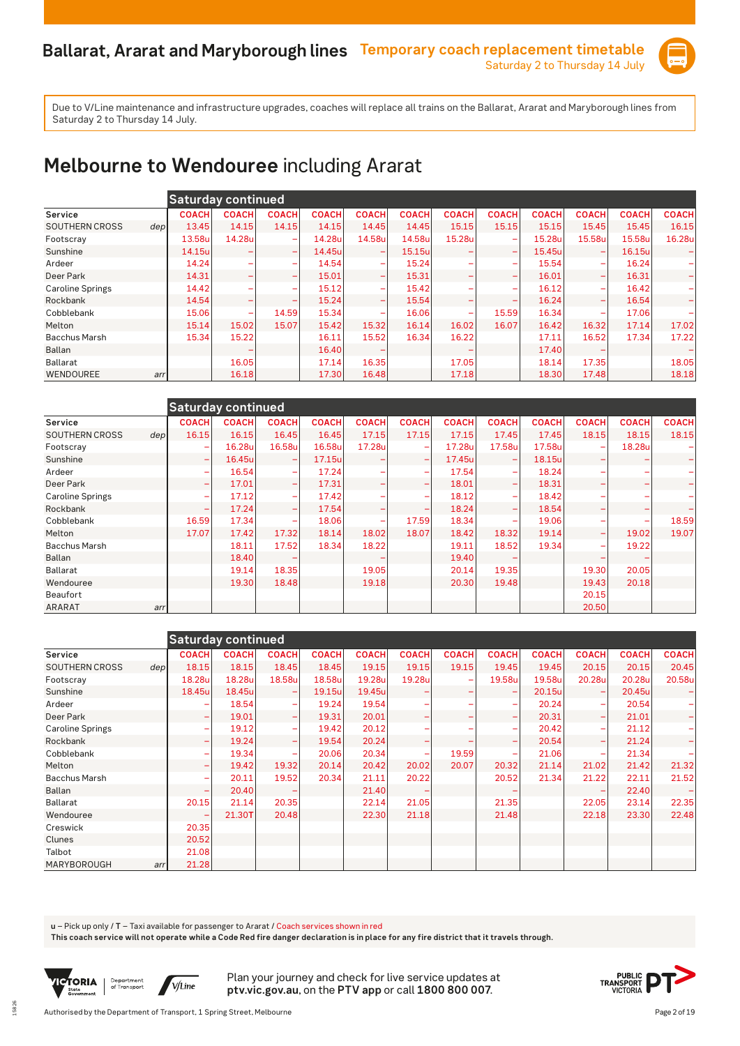# Ballarat, Ararat and Maryborough lines

**Temporary coach replacement timetable**
Saturday 2 to Thursday 14 July

Due to V/Line maintenance and infrastructure upgrades, coaches will replace all trains on the Ballarat, Ararat and Maryborough lines from Saturday 2 to Thursday 14 July.

## Melbourne to Wendouree including Ararat

**Saturday continued**

| Service | | COACH | COACH | COACH | COACH | COACH | COACH | COACH | COACH | COACH | COACH | COACH | COACH |
|---|---|---|---|---|---|---|---|---|---|---|---|---|---|
| SOUTHERN CROSS | dep | 13.45 | 14.15 | 14.15 | 14.15 | 14.45 | 14.45 | 15.15 | 15.15 | 15.15 | 15.45 | 15.45 | 16.15 |
| Footscray | | 13.58u | 14.28u | – | 14.28u | 14.58u | 14.58u | 15.28u | – | 15.28u | 15.58u | 15.58u | 16.28u |
| Sunshine | | 14.15u | – | – | 14.45u | – | 15.15u | – | – | 15.45u | – | 16.15u | – |
| Ardeer | | 14.24 | – | – | 14.54 | – | 15.24 | – | – | 15.54 | – | 16.24 | – |
| Deer Park | | 14.31 | – | – | 15.01 | – | 15.31 | – | – | 16.01 | – | 16.31 | – |
| Caroline Springs | | 14.42 | – | – | 15.12 | – | 15.42 | – | – | 16.12 | – | 16.42 | – |
| Rockbank | | 14.54 | – | – | 15.24 | – | 15.54 | – | – | 16.24 | – | 16.54 | – |
| Cobblebank | | 15.06 | – | 14.59 | 15.34 | – | 16.06 | – | 15.59 | 16.34 | – | 17.06 | – |
| Melton | | 15.14 | 15.02 | 15.07 | 15.42 | 15.32 | 16.14 | 16.02 | 16.07 | 16.42 | 16.32 | 17.14 | 17.02 |
| Bacchus Marsh | | 15.34 | 15.22 | | 16.11 | 15.52 | 16.34 | 16.22 | | 17.11 | 16.52 | 17.34 | 17.22 |
| Ballan | | | – | | 16.40 | – | | – | | 17.40 | – | | – |
| Ballarat | | | 16.05 | | 17.14 | 16.35 | | 17.05 | | 18.14 | 17.35 | | 18.05 |
| WENDOUREE | arr | | 16.18 | | 17.30 | 16.48 | | 17.18 | | 18.30 | 17.48 | | 18.18 |

**Saturday continued**

| Service | | COACH | COACH | COACH | COACH | COACH | COACH | COACH | COACH | COACH | COACH | COACH | COACH |
|---|---|---|---|---|---|---|---|---|---|---|---|---|---|
| SOUTHERN CROSS | dep | 16.15 | 16.15 | 16.45 | 16.45 | 17.15 | 17.15 | 17.15 | 17.45 | 17.45 | 18.15 | 18.15 | 18.15 |
| Footscray | | – | 16.28u | 16.58u | 16.58u | 17.28u | – | 17.28u | 17.58u | 17.58u | – | 18.28u | – |
| Sunshine | | – | 16.45u | – | 17.15u | – | – | 17.45u | – | 18.15u | – | – | – |
| Ardeer | | – | 16.54 | – | 17.24 | – | – | 17.54 | – | 18.24 | – | – | – |
| Deer Park | | – | 17.01 | – | 17.31 | – | – | 18.01 | – | 18.31 | – | – | – |
| Caroline Springs | | – | 17.12 | – | 17.42 | – | – | 18.12 | – | 18.42 | – | – | – |
| Rockbank | | – | 17.24 | – | 17.54 | – | – | 18.24 | – | 18.54 | – | – | – |
| Cobblebank | | 16.59 | 17.34 | – | 18.06 | – | 17.59 | 18.34 | – | 19.06 | – | – | 18.59 |
| Melton | | 17.07 | 17.42 | 17.32 | 18.14 | 18.02 | 18.07 | 18.42 | 18.32 | 19.14 | – | 19.02 | 19.07 |
| Bacchus Marsh | | | 18.11 | 17.52 | 18.34 | 18.22 | | 19.11 | 18.52 | 19.34 | – | 19.22 | |
| Ballan | | | 18.40 | – | | – | | 19.40 | – | | – | – | |
| Ballarat | | | 19.14 | 18.35 | | 19.05 | | 20.14 | 19.35 | | 19.30 | 20.05 | |
| Wendouree | | | 19.30 | 18.48 | | 19.18 | | 20.30 | 19.48 | | 19.43 | 20.18 | |
| Beaufort | | | | | | | | | | | 20.15 | | |
| ARARAT | arr | | | | | | | | | | 20.50 | | |

**Saturday continued**

| Service | | COACH | COACH | COACH | COACH | COACH | COACH | COACH | COACH | COACH | COACH | COACH | COACH |
|---|---|---|---|---|---|---|---|---|---|---|---|---|---|
| SOUTHERN CROSS | dep | 18.15 | 18.15 | 18.45 | 18.45 | 19.15 | 19.15 | 19.15 | 19.45 | 19.45 | 20.15 | 20.15 | 20.45 |
| Footscray | | 18.28u | 18.28u | 18.58u | 18.58u | 19.28u | 19.28u | – | 19.58u | 19.58u | 20.28u | 20.28u | 20.58u |
| Sunshine | | 18.45u | 18.45u | – | 19.15u | 19.45u | – | – | – | 20.15u | – | 20.45u | – |
| Ardeer | | – | 18.54 | – | 19.24 | 19.54 | – | – | – | 20.24 | – | 20.54 | – |
| Deer Park | | – | 19.01 | – | 19.31 | 20.01 | – | – | – | 20.31 | – | 21.01 | – |
| Caroline Springs | | – | 19.12 | – | 19.42 | 20.12 | – | – | – | 20.42 | – | 21.12 | – |
| Rockbank | | – | 19.24 | – | 19.54 | 20.24 | – | – | – | 20.54 | – | 21.24 | – |
| Cobblebank | | – | 19.34 | – | 20.06 | 20.34 | – | 19.59 | – | 21.06 | – | 21.34 | – |
| Melton | | – | 19.42 | 19.32 | 20.14 | 20.42 | 20.02 | 20.07 | 20.32 | 21.14 | 21.02 | 21.42 | 21.32 |
| Bacchus Marsh | | – | 20.11 | 19.52 | 20.34 | 21.11 | 20.22 | | 20.52 | 21.34 | 21.22 | 22.11 | 21.52 |
| Ballan | | – | 20.40 | – | | 21.40 | – | | – | | – | 22.40 | – |
| Ballarat | | 20.15 | 21.14 | 20.35 | | 22.14 | 21.05 | | 21.35 | | 22.05 | 23.14 | 22.35 |
| Wendouree | | – | 21.30T | 20.48 | | 22.30 | 21.18 | | 21.48 | | 22.18 | 23.30 | 22.48 |
| Creswick | | 20.35 | | | | | | | | | | | |
| Clunes | | 20.52 | | | | | | | | | | | |
| Talbot | | 21.08 | | | | | | | | | | | |
| MARYBOROUGH | arr | 21.28 | | | | | | | | | | | |

u – Pick up only / T – Taxi available for passenger to Ararat / Coach services shown in red

**This coach service will not operate while a Code Red fire danger declaration is in place for any fire district that it travels through.**

Plan your journey and check for live service updates at **ptv.vic.gov.au**, on the **PTV app** or call **1800 800 007**.

Authorised by the Department of Transport, 1 Spring Street, Melbourne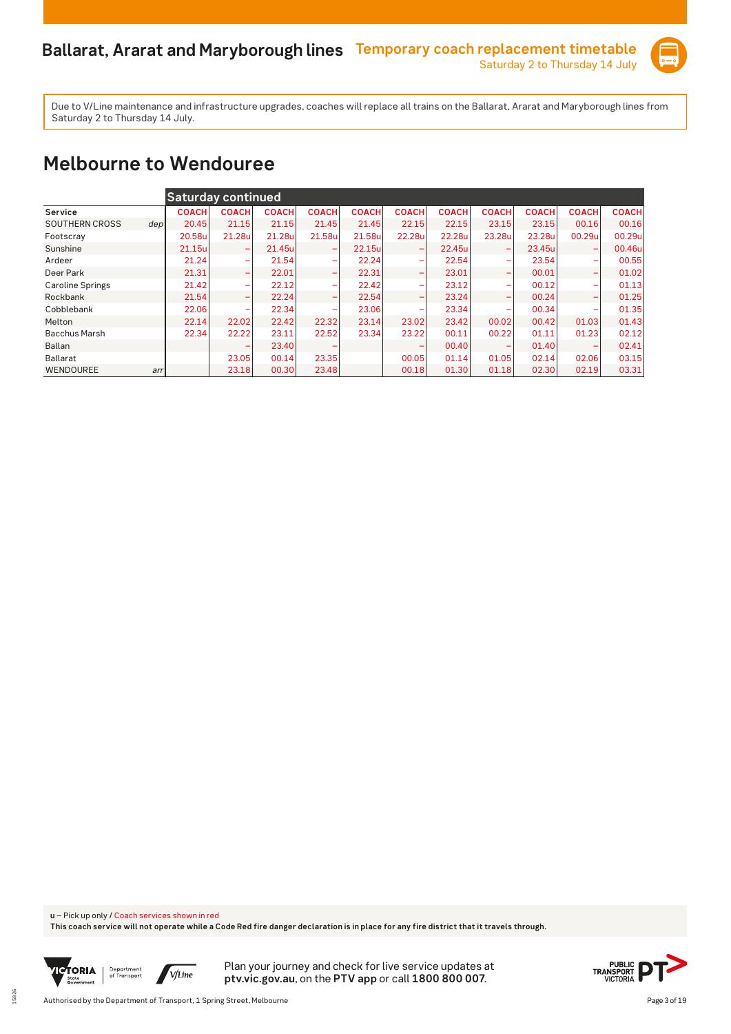# Ballarat, Ararat and Maryborough lines

**Temporary coach replacement timetable**
Saturday 2 to Thursday 14 July

Due to V/Line maintenance and infrastructure upgrades, coaches will replace all trains on the Ballarat, Ararat and Maryborough lines from Saturday 2 to Thursday 14 July.

## Melbourne to Wendouree

| | | Saturday continued | | | | | | | | | | |
|---|---|---|---|---|---|---|---|---|---|---|---|---|
| **Service** | | **COACH** | **COACH** | **COACH** | **COACH** | **COACH** | **COACH** | **COACH** | **COACH** | **COACH** | **COACH** | **COACH** |
| SOUTHERN CROSS | *dep* | 20.45 | 21.15 | 21.15 | 21.45 | 21.45 | 22.15 | 22.15 | 23.15 | 23.15 | 00.16 | 00.16 |
| Footscray | | 20.58u | 21.28u | 21.28u | 21.58u | 21.58u | 22.28u | 22.28u | 23.28u | 23.28u | 00.29u | 00.29u |
| Sunshine | | 21.15u | – | 21.45u | – | 22.15u | – | 22.45u | – | 23.45u | – | 00.46u |
| Ardeer | | 21.24 | – | 21.54 | – | 22.24 | – | 22.54 | – | 23.54 | – | 00.55 |
| Deer Park | | 21.31 | – | 22.01 | – | 22.31 | – | 23.01 | – | 00.01 | – | 01.02 |
| Caroline Springs | | 21.42 | – | 22.12 | – | 22.42 | – | 23.12 | – | 00.12 | – | 01.13 |
| Rockbank | | 21.54 | – | 22.24 | – | 22.54 | – | 23.24 | – | 00.24 | – | 01.25 |
| Cobblebank | | 22.06 | – | 22.34 | – | 23.06 | – | 23.34 | – | 00.34 | – | 01.35 |
| Melton | | 22.14 | 22.02 | 22.42 | 22.32 | 23.14 | 23.02 | 23.42 | 00.02 | 00.42 | 01.03 | 01.43 |
| Bacchus Marsh | | 22.34 | 22.22 | 23.11 | 22.52 | 23.34 | 23.22 | 00.11 | 00.22 | 01.11 | 01.23 | 02.12 |
| Ballan | | | – | 23.40 | – | | – | 00.40 | – | 01.40 | – | 02.41 |
| Ballarat | | | 23.05 | 00.14 | 23.35 | | 00.05 | 01.14 | 01.05 | 02.14 | 02.06 | 03.15 |
| WENDOUREE | *arr* | | 23.18 | 00.30 | 23.48 | | 00.18 | 01.30 | 01.18 | 02.30 | 02.19 | 03.31 |

**u** – Pick up only / Coach services shown in red

**This coach service will not operate while a Code Red fire danger declaration is in place for any fire district that it travels through.**

Plan your journey and check for live service updates at **ptv.vic.gov.au**, on the **PTV app** or call **1800 800 007**.

Authorised by the Department of Transport, 1 Spring Street, Melbourne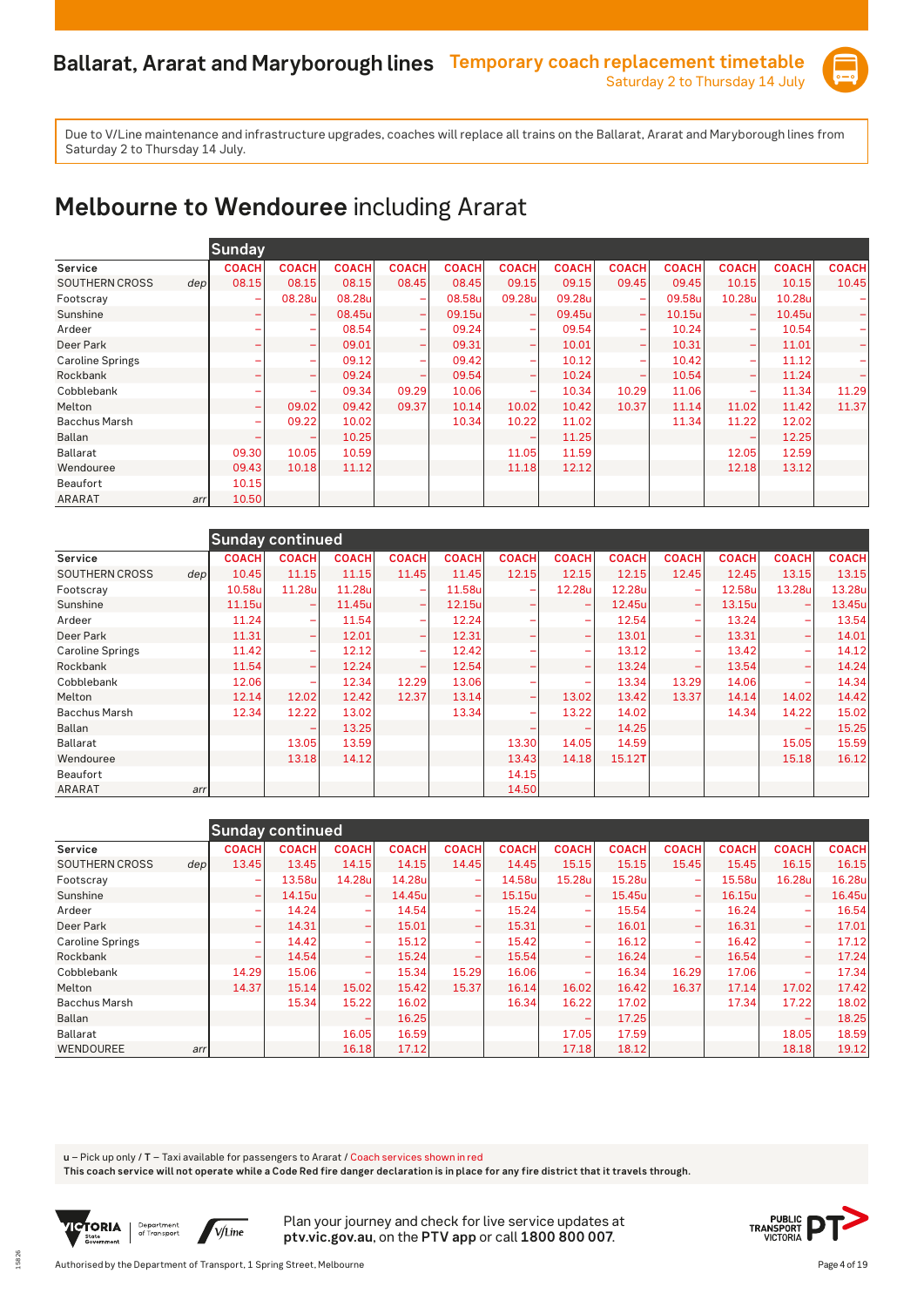# Ballarat, Ararat and Maryborough lines

**Temporary coach replacement timetable**
Saturday 2 to Thursday 14 July

Due to V/Line maintenance and infrastructure upgrades, coaches will replace all trains on the Ballarat, Ararat and Maryborough lines from Saturday 2 to Thursday 14 July.

## Melbourne to Wendouree including Ararat

**Sunday**

| Service | | COACH | COACH | COACH | COACH | COACH | COACH | COACH | COACH | COACH | COACH | COACH | COACH |
|---|---|---|---|---|---|---|---|---|---|---|---|---|---|
| SOUTHERN CROSS | dep | 08.15 | 08.15 | 08.15 | 08.45 | 08.45 | 09.15 | 09.15 | 09.45 | 09.45 | 10.15 | 10.15 | 10.45 |
| Footscray | | – | 08.28u | 08.28u | – | 08.58u | 09.28u | 09.28u | – | 09.58u | 10.28u | 10.28u | – |
| Sunshine | | – | – | 08.45u | – | 09.15u | – | 09.45u | – | 10.15u | – | 10.45u | – |
| Ardeer | | – | – | 08.54 | – | 09.24 | – | 09.54 | – | 10.24 | – | 10.54 | – |
| Deer Park | | – | – | 09.01 | – | 09.31 | – | 10.01 | – | 10.31 | – | 11.01 | – |
| Caroline Springs | | – | – | 09.12 | – | 09.42 | – | 10.12 | – | 10.42 | – | 11.12 | – |
| Rockbank | | – | – | 09.24 | – | 09.54 | – | 10.24 | – | 10.54 | – | 11.24 | – |
| Cobblebank | | – | – | 09.34 | 09.29 | 10.06 | – | 10.34 | 10.29 | 11.06 | – | 11.34 | 11.29 |
| Melton | | – | 09.02 | 09.42 | 09.37 | 10.14 | 10.02 | 10.42 | 10.37 | 11.14 | 11.02 | 11.42 | 11.37 |
| Bacchus Marsh | | – | 09.22 | 10.02 | | 10.34 | 10.22 | 11.02 | | 11.34 | 11.22 | 12.02 | |
| Ballan | | – | – | 10.25 | | | – | 11.25 | | | – | 12.25 | |
| Ballarat | | 09.30 | 10.05 | 10.59 | | | 11.05 | 11.59 | | | 12.05 | 12.59 | |
| Wendouree | | 09.43 | 10.18 | 11.12 | | | 11.18 | 12.12 | | | 12.18 | 13.12 | |
| Beaufort | | 10.15 | | | | | | | | | | | |
| ARARAT | arr | 10.50 | | | | | | | | | | | |

**Sunday continued**

| Service | | COACH | COACH | COACH | COACH | COACH | COACH | COACH | COACH | COACH | COACH | COACH | COACH |
|---|---|---|---|---|---|---|---|---|---|---|---|---|---|
| SOUTHERN CROSS | dep | 10.45 | 11.15 | 11.15 | 11.45 | 11.45 | 12.15 | 12.15 | 12.15 | 12.45 | 12.45 | 13.15 | 13.15 |
| Footscray | | 10.58u | 11.28u | 11.28u | – | 11.58u | – | 12.28u | 12.28u | – | 12.58u | 13.28u | 13.28u |
| Sunshine | | 11.15u | – | 11.45u | – | 12.15u | – | – | 12.45u | – | 13.15u | – | 13.45u |
| Ardeer | | 11.24 | – | 11.54 | – | 12.24 | – | – | 12.54 | – | 13.24 | – | 13.54 |
| Deer Park | | 11.31 | – | 12.01 | – | 12.31 | – | – | 13.01 | – | 13.31 | – | 14.01 |
| Caroline Springs | | 11.42 | – | 12.12 | – | 12.42 | – | – | 13.12 | – | 13.42 | – | 14.12 |
| Rockbank | | 11.54 | – | 12.24 | – | 12.54 | – | – | 13.24 | – | 13.54 | – | 14.24 |
| Cobblebank | | 12.06 | – | 12.34 | 12.29 | 13.06 | – | – | 13.34 | 13.29 | 14.06 | – | 14.34 |
| Melton | | 12.14 | 12.02 | 12.42 | 12.37 | 13.14 | – | 13.02 | 13.42 | 13.37 | 14.14 | 14.02 | 14.42 |
| Bacchus Marsh | | 12.34 | 12.22 | 13.02 | | 13.34 | – | 13.22 | 14.02 | | 14.34 | 14.22 | 15.02 |
| Ballan | | | – | 13.25 | | | – | – | 14.25 | | | – | 15.25 |
| Ballarat | | | 13.05 | 13.59 | | | 13.30 | 14.05 | 14.59 | | | 15.05 | 15.59 |
| Wendouree | | | 13.18 | 14.12 | | | 13.43 | 14.18 | 15.12T | | | 15.18 | 16.12 |
| Beaufort | | | | | | | 14.15 | | | | | | |
| ARARAT | arr | | | | | | 14.50 | | | | | | |

**Sunday continued**

| Service | | COACH | COACH | COACH | COACH | COACH | COACH | COACH | COACH | COACH | COACH | COACH | COACH |
|---|---|---|---|---|---|---|---|---|---|---|---|---|---|
| SOUTHERN CROSS | dep | 13.45 | 13.45 | 14.15 | 14.15 | 14.45 | 14.45 | 15.15 | 15.15 | 15.45 | 15.45 | 16.15 | 16.15 |
| Footscray | | – | 13.58u | 14.28u | 14.28u | – | 14.58u | 15.28u | 15.28u | – | 15.58u | 16.28u | 16.28u |
| Sunshine | | – | 14.15u | – | 14.45u | – | 15.15u | – | 15.45u | – | 16.15u | – | 16.45u |
| Ardeer | | – | 14.24 | – | 14.54 | – | 15.24 | – | 15.54 | – | 16.24 | – | 16.54 |
| Deer Park | | – | 14.31 | – | 15.01 | – | 15.31 | – | 16.01 | – | 16.31 | – | 17.01 |
| Caroline Springs | | – | 14.42 | – | 15.12 | – | 15.42 | – | 16.12 | – | 16.42 | – | 17.12 |
| Rockbank | | – | 14.54 | – | 15.24 | – | 15.54 | – | 16.24 | – | 16.54 | – | 17.24 |
| Cobblebank | | 14.29 | 15.06 | – | 15.34 | 15.29 | 16.06 | – | 16.34 | 16.29 | 17.06 | – | 17.34 |
| Melton | | 14.37 | 15.14 | 15.02 | 15.42 | 15.37 | 16.14 | 16.02 | 16.42 | 16.37 | 17.14 | 17.02 | 17.42 |
| Bacchus Marsh | | | 15.34 | 15.22 | 16.02 | | 16.34 | 16.22 | 17.02 | | 17.34 | 17.22 | 18.02 |
| Ballan | | | | – | 16.25 | | | – | 17.25 | | | – | 18.25 |
| Ballarat | | | | 16.05 | 16.59 | | | 17.05 | 17.59 | | | 18.05 | 18.59 |
| WENDOUREE | arr | | | 16.18 | 17.12 | | | 17.18 | 18.12 | | | 18.18 | 19.12 |

u – Pick up only / T – Taxi available for passengers to Ararat / Coach services shown in red

**This coach service will not operate while a Code Red fire danger declaration is in place for any fire district that it travels through.**

Plan your journey and check for live service updates at **ptv.vic.gov.au**, on the **PTV app** or call **1800 800 007**.

Authorised by the Department of Transport, 1 Spring Street, Melbourne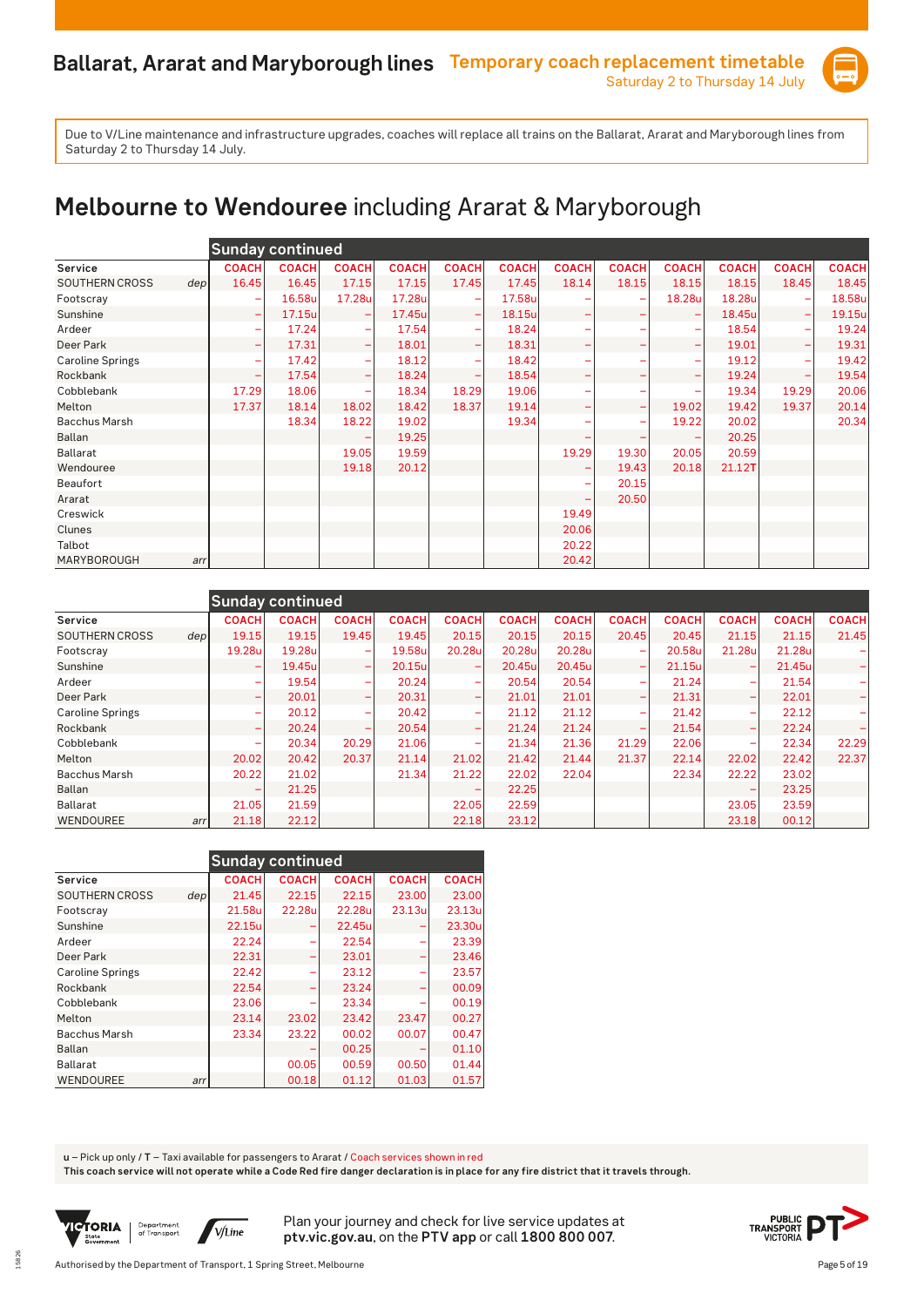# Ballarat, Ararat and Maryborough lines

**Temporary coach replacement timetable**
Saturday 2 to Thursday 14 July

Due to V/Line maintenance and infrastructure upgrades, coaches will replace all trains on the Ballarat, Ararat and Maryborough lines from Saturday 2 to Thursday 14 July.

## Melbourne to Wendouree including Ararat & Maryborough

**Sunday continued**

| Service | | COACH | COACH | COACH | COACH | COACH | COACH | COACH | COACH | COACH | COACH | COACH | COACH |
|---|---|---|---|---|---|---|---|---|---|---|---|---|---|
| SOUTHERN CROSS | dep | 16.45 | 16.45 | 17.15 | 17.15 | 17.45 | 17.45 | 18.14 | 18.15 | 18.15 | 18.15 | 18.45 | 18.45 |
| Footscray | | – | 16.58u | 17.28u | 17.28u | – | 17.58u | – | – | 18.28u | 18.28u | – | 18.58u |
| Sunshine | | – | 17.15u | – | 17.45u | – | 18.15u | – | – | – | 18.45u | – | 19.15u |
| Ardeer | | – | 17.24 | – | 17.54 | – | 18.24 | – | – | – | 18.54 | – | 19.24 |
| Deer Park | | – | 17.31 | – | 18.01 | – | 18.31 | – | – | – | 19.01 | – | 19.31 |
| Caroline Springs | | – | 17.42 | – | 18.12 | – | 18.42 | – | – | – | 19.12 | – | 19.42 |
| Rockbank | | – | 17.54 | – | 18.24 | – | 18.54 | – | – | – | 19.24 | – | 19.54 |
| Cobblebank | | 17.29 | 18.06 | – | 18.34 | 18.29 | 19.06 | – | – | – | 19.34 | 19.29 | 20.06 |
| Melton | | 17.37 | 18.14 | 18.02 | 18.42 | 18.37 | 19.14 | – | – | 19.02 | 19.42 | 19.37 | 20.14 |
| Bacchus Marsh | | | 18.34 | 18.22 | 19.02 | | 19.34 | – | – | 19.22 | 20.02 | | 20.34 |
| Ballan | | | | – | 19.25 | | | – | – | – | 20.25 | | |
| Ballarat | | | | 19.05 | 19.59 | | | 19.29 | 19.30 | 20.05 | 20.59 | | |
| Wendouree | | | | 19.18 | 20.12 | | | – | 19.43 | 20.18 | 21.12T | | |
| Beaufort | | | | | | | | – | 20.15 | | | | |
| Ararat | | | | | | | | – | 20.50 | | | | |
| Creswick | | | | | | | | 19.49 | | | | | |
| Clunes | | | | | | | | 20.06 | | | | | |
| Talbot | | | | | | | | 20.22 | | | | | |
| MARYBOROUGH | arr | | | | | | | 20.42 | | | | | |

**Sunday continued**

| Service | | COACH | COACH | COACH | COACH | COACH | COACH | COACH | COACH | COACH | COACH | COACH | COACH |
|---|---|---|---|---|---|---|---|---|---|---|---|---|---|
| SOUTHERN CROSS | dep | 19.15 | 19.15 | 19.45 | 19.45 | 20.15 | 20.15 | 20.15 | 20.45 | 20.45 | 21.15 | 21.15 | 21.45 |
| Footscray | | 19.28u | 19.28u | – | 19.58u | 20.28u | 20.28u | 20.28u | – | 20.58u | 21.28u | 21.28u | – |
| Sunshine | | – | 19.45u | – | 20.15u | – | 20.45u | 20.45u | – | 21.15u | – | 21.45u | – |
| Ardeer | | – | 19.54 | – | 20.24 | – | 20.54 | 20.54 | – | 21.24 | – | 21.54 | – |
| Deer Park | | – | 20.01 | – | 20.31 | – | 21.01 | 21.01 | – | 21.31 | – | 22.01 | – |
| Caroline Springs | | – | 20.12 | – | 20.42 | – | 21.12 | 21.12 | – | 21.42 | – | 22.12 | – |
| Rockbank | | – | 20.24 | – | 20.54 | – | 21.24 | 21.24 | – | 21.54 | – | 22.24 | – |
| Cobblebank | | – | 20.34 | 20.29 | 21.06 | – | 21.34 | 21.36 | 21.29 | 22.06 | – | 22.34 | 22.29 |
| Melton | | 20.02 | 20.42 | 20.37 | 21.14 | 21.02 | 21.42 | 21.44 | 21.37 | 22.14 | 22.02 | 22.42 | 22.37 |
| Bacchus Marsh | | 20.22 | 21.02 | | 21.34 | 21.22 | 22.02 | 22.04 | | 22.34 | 22.22 | 23.02 | |
| Ballan | | – | 21.25 | | | – | 22.25 | | | | – | 23.25 | |
| Ballarat | | 21.05 | 21.59 | | | 22.05 | 22.59 | | | | 23.05 | 23.59 | |
| WENDOUREE | arr | 21.18 | 22.12 | | | 22.18 | 23.12 | | | | 23.18 | 00.12 | |

**Sunday continued**

| Service | | COACH | COACH | COACH | COACH | COACH |
|---|---|---|---|---|---|---|
| SOUTHERN CROSS | dep | 21.45 | 22.15 | 22.15 | 23.00 | 23.00 |
| Footscray | | 21.58u | 22.28u | 22.28u | 23.13u | 23.13u |
| Sunshine | | 22.15u | – | 22.45u | – | 23.30u |
| Ardeer | | 22.24 | – | 22.54 | – | 23.39 |
| Deer Park | | 22.31 | – | 23.01 | – | 23.46 |
| Caroline Springs | | 22.42 | – | 23.12 | – | 23.57 |
| Rockbank | | 22.54 | – | 23.24 | – | 00.09 |
| Cobblebank | | 23.06 | – | 23.34 | – | 00.19 |
| Melton | | 23.14 | 23.02 | 23.42 | 23.47 | 00.27 |
| Bacchus Marsh | | 23.34 | 23.22 | 00.02 | 00.07 | 00.47 |
| Ballan | | | – | 00.25 | – | 01.10 |
| Ballarat | | | 00.05 | 00.59 | 00.50 | 01.44 |
| WENDOUREE | arr | | 00.18 | 01.12 | 01.03 | 01.57 |

**u** – Pick up only / **T** – Taxi available for passengers to Ararat / Coach services shown in red

**This coach service will not operate while a Code Red fire danger declaration is in place for any fire district that it travels through.**

Plan your journey and check for live service updates at **ptv.vic.gov.au**, on the **PTV app** or call **1800 800 007**.

Authorised by the Department of Transport, 1 Spring Street, Melbourne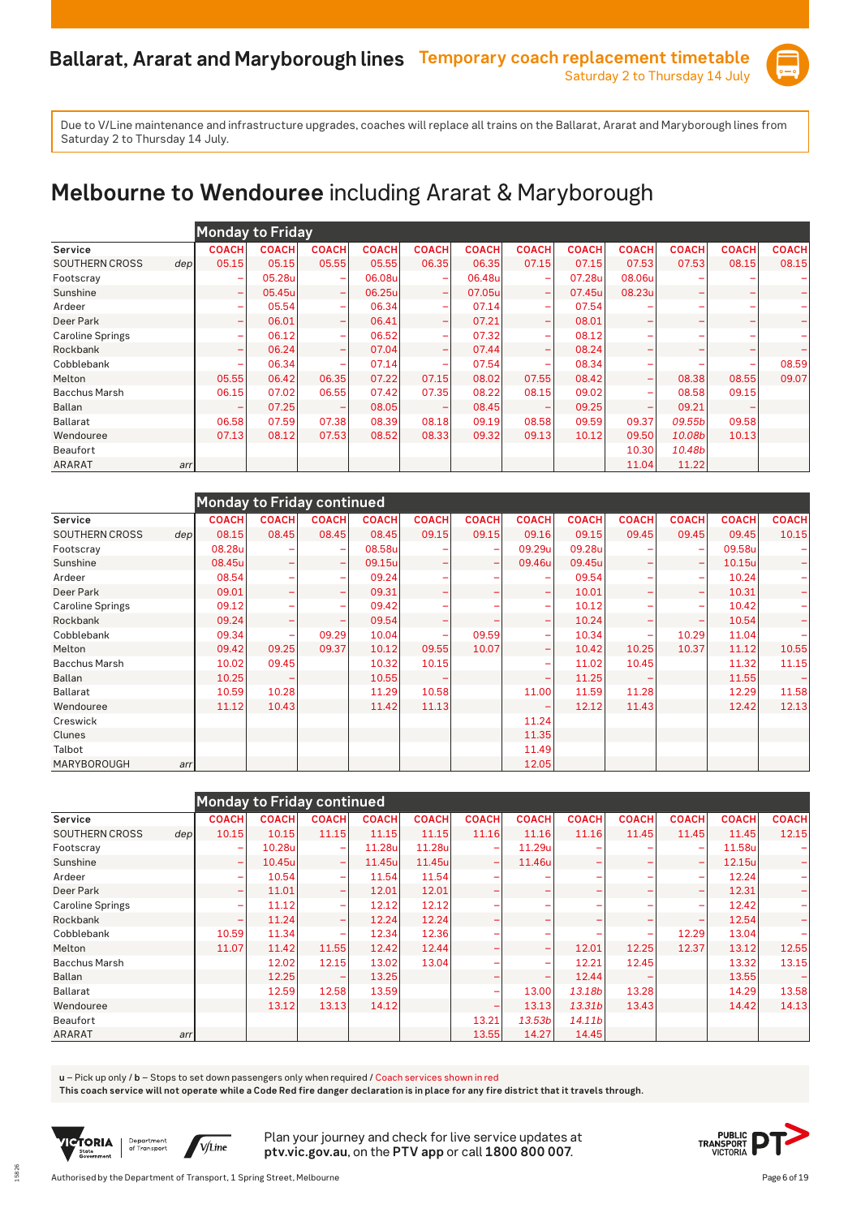# Ballarat, Ararat and Maryborough lines

**Temporary coach replacement timetable**
Saturday 2 to Thursday 14 July

Due to V/Line maintenance and infrastructure upgrades, coaches will replace all trains on the Ballarat, Ararat and Maryborough lines from Saturday 2 to Thursday 14 July.

## Melbourne to Wendouree including Ararat & Maryborough

**Monday to Friday**

| Service | | COACH | COACH | COACH | COACH | COACH | COACH | COACH | COACH | COACH | COACH | COACH | COACH |
|---|---|---|---|---|---|---|---|---|---|---|---|---|---|
| SOUTHERN CROSS | dep | 05.15 | 05.15 | 05.55 | 05.55 | 06.35 | 06.35 | 07.15 | 07.15 | 07.53 | 07.53 | 08.15 | 08.15 |
| Footscray | | – | 05.28u | – | 06.08u | – | 06.48u | – | 07.28u | 08.06u | – | – | – |
| Sunshine | | – | 05.45u | – | 06.25u | – | 07.05u | – | 07.45u | 08.23u | – | – | – |
| Ardeer | | – | 05.54 | – | 06.34 | – | 07.14 | – | 07.54 | – | – | – | – |
| Deer Park | | – | 06.01 | – | 06.41 | – | 07.21 | – | 08.01 | – | – | – | – |
| Caroline Springs | | – | 06.12 | – | 06.52 | – | 07.32 | – | 08.12 | – | – | – | – |
| Rockbank | | – | 06.24 | – | 07.04 | – | 07.44 | – | 08.24 | – | – | – | – |
| Cobblebank | | – | 06.34 | – | 07.14 | – | 07.54 | – | 08.34 | – | – | – | 08.59 |
| Melton | | 05.55 | 06.42 | 06.35 | 07.22 | 07.15 | 08.02 | 07.55 | 08.42 | – | 08.38 | 08.55 | 09.07 |
| Bacchus Marsh | | 06.15 | 07.02 | 06.55 | 07.42 | 07.35 | 08.22 | 08.15 | 09.02 | – | 08.58 | 09.15 | |
| Ballan | | – | 07.25 | – | 08.05 | – | 08.45 | – | 09.25 | – | 09.21 | – | |
| Ballarat | | 06.58 | 07.59 | 07.38 | 08.39 | 08.18 | 09.19 | 08.58 | 09.59 | 09.37 | *09.55b* | 09.58 | |
| Wendouree | | 07.13 | 08.12 | 07.53 | 08.52 | 08.33 | 09.32 | 09.13 | 10.12 | 09.50 | *10.08b* | 10.13 | |
| Beaufort | | | | | | | | | | 10.30 | *10.48b* | | |
| ARARAT | arr | | | | | | | | | 11.04 | 11.22 | | |

**Monday to Friday continued**

| Service | | COACH | COACH | COACH | COACH | COACH | COACH | COACH | COACH | COACH | COACH | COACH | COACH |
|---|---|---|---|---|---|---|---|---|---|---|---|---|---|
| SOUTHERN CROSS | dep | 08.15 | 08.45 | 08.45 | 08.45 | 09.15 | 09.15 | 09.16 | 09.15 | 09.45 | 09.45 | 09.45 | 10.15 |
| Footscray | | 08.28u | – | – | 08.58u | – | – | 09.29u | 09.28u | – | – | 09.58u | – |
| Sunshine | | 08.45u | – | – | 09.15u | – | – | 09.46u | 09.45u | – | – | 10.15u | – |
| Ardeer | | 08.54 | – | – | 09.24 | – | – | – | 09.54 | – | – | 10.24 | – |
| Deer Park | | 09.01 | – | – | 09.31 | – | – | – | 10.01 | – | – | 10.31 | – |
| Caroline Springs | | 09.12 | – | – | 09.42 | – | – | – | 10.12 | – | – | 10.42 | – |
| Rockbank | | 09.24 | – | – | 09.54 | – | – | – | 10.24 | – | – | 10.54 | – |
| Cobblebank | | 09.34 | – | 09.29 | 10.04 | – | 09.59 | – | 10.34 | – | 10.29 | 11.04 | – |
| Melton | | 09.42 | 09.25 | 09.37 | 10.12 | 09.55 | 10.07 | – | 10.42 | 10.25 | 10.37 | 11.12 | 10.55 |
| Bacchus Marsh | | 10.02 | 09.45 | | 10.32 | 10.15 | | – | 11.02 | 10.45 | | 11.32 | 11.15 |
| Ballan | | 10.25 | – | | 10.55 | – | | – | 11.25 | – | | 11.55 | – |
| Ballarat | | 10.59 | 10.28 | | 11.29 | 10.58 | | 11.00 | 11.59 | 11.28 | | 12.29 | 11.58 |
| Wendouree | | 11.12 | 10.43 | | 11.42 | 11.13 | | – | 12.12 | 11.43 | | 12.42 | 12.13 |
| Creswick | | | | | | | | 11.24 | | | | | |
| Clunes | | | | | | | | 11.35 | | | | | |
| Talbot | | | | | | | | 11.49 | | | | | |
| MARYBOROUGH | arr | | | | | | | 12.05 | | | | | |

**Monday to Friday continued**

| Service | | COACH | COACH | COACH | COACH | COACH | COACH | COACH | COACH | COACH | COACH | COACH | COACH |
|---|---|---|---|---|---|---|---|---|---|---|---|---|---|
| SOUTHERN CROSS | dep | 10.15 | 10.15 | 11.15 | 11.15 | 11.15 | 11.16 | 11.16 | 11.16 | 11.45 | 11.45 | 11.45 | 12.15 |
| Footscray | | – | 10.28u | – | 11.28u | 11.28u | – | 11.29u | – | – | – | 11.58u | – |
| Sunshine | | – | 10.45u | – | 11.45u | 11.45u | – | 11.46u | – | – | – | 12.15u | – |
| Ardeer | | – | 10.54 | – | 11.54 | 11.54 | – | – | – | – | – | 12.24 | – |
| Deer Park | | – | 11.01 | – | 12.01 | 12.01 | – | – | – | – | – | 12.31 | – |
| Caroline Springs | | – | 11.12 | – | 12.12 | 12.12 | – | – | – | – | – | 12.42 | – |
| Rockbank | | – | 11.24 | – | 12.24 | 12.24 | – | – | – | – | – | 12.54 | – |
| Cobblebank | | 10.59 | 11.34 | – | 12.34 | 12.36 | – | – | – | – | 12.29 | 13.04 | – |
| Melton | | 11.07 | 11.42 | 11.55 | 12.42 | 12.44 | – | – | 12.01 | 12.25 | 12.37 | 13.12 | 12.55 |
| Bacchus Marsh | | | 12.02 | 12.15 | 13.02 | 13.04 | – | – | 12.21 | 12.45 | | 13.32 | 13.15 |
| Ballan | | | 12.25 | – | 13.25 | | – | – | 12.44 | – | | 13.55 | – |
| Ballarat | | | 12.59 | 12.58 | 13.59 | | – | 13.00 | *13.18b* | 13.28 | | 14.29 | 13.58 |
| Wendouree | | | 13.12 | 13.13 | 14.12 | | – | 13.13 | *13.31b* | 13.43 | | 14.42 | 14.13 |
| Beaufort | | | | | | | 13.21 | *13.53b* | *14.11b* | | | | |
| ARARAT | arr | | | | | | 13.55 | 14.27 | 14.45 | | | | |

**u** – Pick up only / **b** – Stops to set down passengers only when required / Coach services shown in red

**This coach service will not operate while a Code Red fire danger declaration is in place for any fire district that it travels through.**

Plan your journey and check for live service updates at **ptv.vic.gov.au**, on the **PTV app** or call **1800 800 007**.

Authorised by the Department of Transport, 1 Spring Street, Melbourne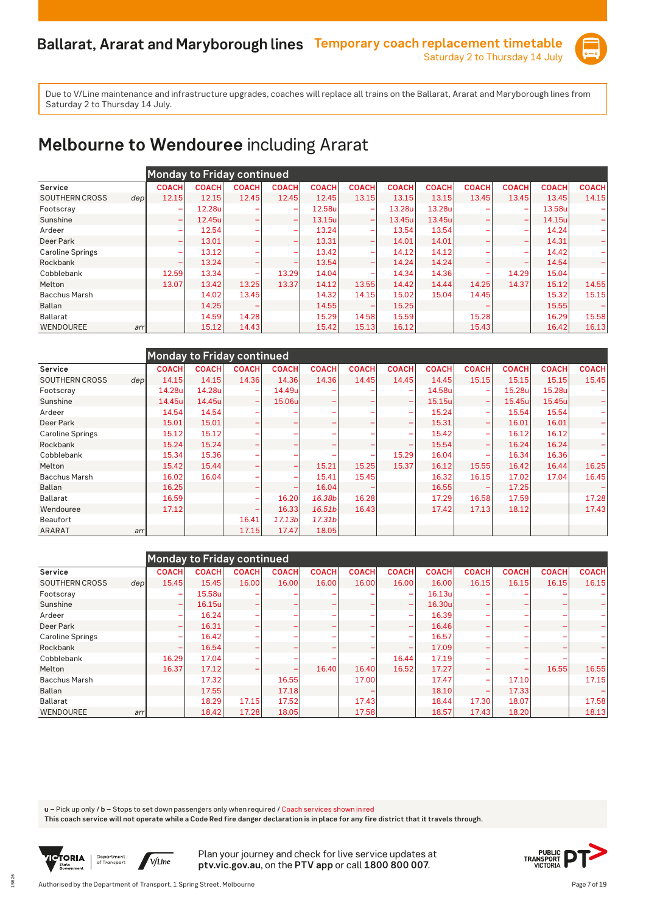# Ballarat, Ararat and Maryborough lines

**Temporary coach replacement timetable**
Saturday 2 to Thursday 14 July

Due to V/Line maintenance and infrastructure upgrades, coaches will replace all trains on the Ballarat, Ararat and Maryborough lines from Saturday 2 to Thursday 14 July.

## Melbourne to Wendouree including Ararat

**Monday to Friday continued**

| Service | | COACH | COACH | COACH | COACH | COACH | COACH | COACH | COACH | COACH | COACH | COACH | COACH |
|---|---|---|---|---|---|---|---|---|---|---|---|---|---|
| SOUTHERN CROSS | dep | 12.15 | 12.15 | 12.45 | 12.45 | 12.45 | 13.15 | 13.15 | 13.15 | 13.45 | 13.45 | 13.45 | 14.15 |
| Footscray | | – | 12.28u | – | – | 12.58u | – | 13.28u | 13.28u | – | – | 13.58u | – |
| Sunshine | | – | 12.45u | – | – | 13.15u | – | 13.45u | 13.45u | – | – | 14.15u | – |
| Ardeer | | – | 12.54 | – | – | 13.24 | – | 13.54 | 13.54 | – | – | 14.24 | – |
| Deer Park | | – | 13.01 | – | – | 13.31 | – | 14.01 | 14.01 | – | – | 14.31 | – |
| Caroline Springs | | – | 13.12 | – | – | 13.42 | – | 14.12 | 14.12 | – | – | 14.42 | – |
| Rockbank | | – | 13.24 | – | – | 13.54 | – | 14.24 | 14.24 | – | – | 14.54 | – |
| Cobblebank | | 12.59 | 13.34 | – | 13.29 | 14.04 | – | 14.34 | 14.36 | – | 14.29 | 15.04 | – |
| Melton | | 13.07 | 13.42 | 13.25 | 13.37 | 14.12 | 13.55 | 14.42 | 14.44 | 14.25 | 14.37 | 15.12 | 14.55 |
| Bacchus Marsh | | | 14.02 | 13.45 | | 14.32 | 14.15 | 15.02 | 15.04 | 14.45 | | 15.32 | 15.15 |
| Ballan | | | 14.25 | – | | 14.55 | – | 15.25 | | – | | 15.55 | – |
| Ballarat | | | 14.59 | 14.28 | | 15.29 | 14.58 | 15.59 | | 15.28 | | 16.29 | 15.58 |
| WENDOUREE | arr | | 15.12 | 14.43 | | 15.42 | 15.13 | 16.12 | | 15.43 | | 16.42 | 16.13 |

**Monday to Friday continued**

| Service | | COACH | COACH | COACH | COACH | COACH | COACH | COACH | COACH | COACH | COACH | COACH | COACH |
|---|---|---|---|---|---|---|---|---|---|---|---|---|---|
| SOUTHERN CROSS | dep | 14.15 | 14.15 | 14.36 | 14.36 | 14.36 | 14.45 | 14.45 | 14.45 | 15.15 | 15.15 | 15.15 | 15.45 |
| Footscray | | 14.28u | 14.28u | – | 14.49u | – | – | – | 14.58u | – | 15.28u | 15.28u | – |
| Sunshine | | 14.45u | 14.45u | – | 15.06u | – | – | – | 15.15u | – | 15.45u | 15.45u | – |
| Ardeer | | 14.54 | 14.54 | – | – | – | – | – | 15.24 | – | 15.54 | 15.54 | – |
| Deer Park | | 15.01 | 15.01 | – | – | – | – | – | 15.31 | – | 16.01 | 16.01 | – |
| Caroline Springs | | 15.12 | 15.12 | – | – | – | – | – | 15.42 | – | 16.12 | 16.12 | – |
| Rockbank | | 15.24 | 15.24 | – | – | – | – | – | 15.54 | – | 16.24 | 16.24 | – |
| Cobblebank | | 15.34 | 15.36 | – | – | – | – | 15.29 | 16.04 | – | 16.34 | 16.36 | – |
| Melton | | 15.42 | 15.44 | – | – | 15.21 | 15.25 | 15.37 | 16.12 | 15.55 | 16.42 | 16.44 | 16.25 |
| Bacchus Marsh | | 16.02 | 16.04 | – | – | 15.41 | 15.45 | | 16.32 | 16.15 | 17.02 | 17.04 | 16.45 |
| Ballan | | 16.25 | | – | – | 16.04 | – | | 16.55 | – | 17.25 | | – |
| Ballarat | | 16.59 | | – | 16.20 | *16.38b* | 16.28 | | 17.29 | 16.58 | 17.59 | | 17.28 |
| Wendouree | | 17.12 | | – | 16.33 | *16.51b* | 16.43 | | 17.42 | 17.13 | 18.12 | | 17.43 |
| Beaufort | | | | 16.41 | *17.13b* | *17.31b* | | | | | | | |
| ARARAT | arr | | | 17.15 | 17.47 | 18.05 | | | | | | | |

**Monday to Friday continued**

| Service | | COACH | COACH | COACH | COACH | COACH | COACH | COACH | COACH | COACH | COACH | COACH | COACH |
|---|---|---|---|---|---|---|---|---|---|---|---|---|---|
| SOUTHERN CROSS | dep | 15.45 | 15.45 | 16.00 | 16.00 | 16.00 | 16.00 | 16.00 | 16.00 | 16.15 | 16.15 | 16.15 | 16.15 |
| Footscray | | – | 15.58u | – | – | – | – | – | 16.13u | – | – | – | – |
| Sunshine | | – | 16.15u | – | – | – | – | – | 16.30u | – | – | – | – |
| Ardeer | | – | 16.24 | – | – | – | – | – | 16.39 | – | – | – | – |
| Deer Park | | – | 16.31 | – | – | – | – | – | 16.46 | – | – | – | – |
| Caroline Springs | | – | 16.42 | – | – | – | – | – | 16.57 | – | – | – | – |
| Rockbank | | – | 16.54 | – | – | – | – | – | 17.09 | – | – | – | – |
| Cobblebank | | 16.29 | 17.04 | – | – | – | – | 16.44 | 17.19 | – | – | – | – |
| Melton | | 16.37 | 17.12 | – | – | 16.40 | 16.40 | 16.52 | 17.27 | – | – | 16.55 | 16.55 |
| Bacchus Marsh | | | 17.32 | | 16.55 | | 17.00 | | 17.47 | – | 17.10 | | 17.15 |
| Ballan | | | 17.55 | | 17.18 | | – | | 18.10 | – | 17.33 | | – |
| Ballarat | | | 18.29 | 17.15 | 17.52 | | 17.43 | | 18.44 | 17.30 | 18.07 | | 17.58 |
| WENDOUREE | arr | | 18.42 | 17.28 | 18.05 | | 17.58 | | 18.57 | 17.43 | 18.20 | | 18.13 |

u – Pick up only / b – Stops to set down passengers only when required / Coach services shown in red

**This coach service will not operate while a Code Red fire danger declaration is in place for any fire district that it travels through.**

Plan your journey and check for live service updates at **ptv.vic.gov.au**, on the **PTV app** or call **1800 800 007**.

Authorised by the Department of Transport, 1 Spring Street, Melbourne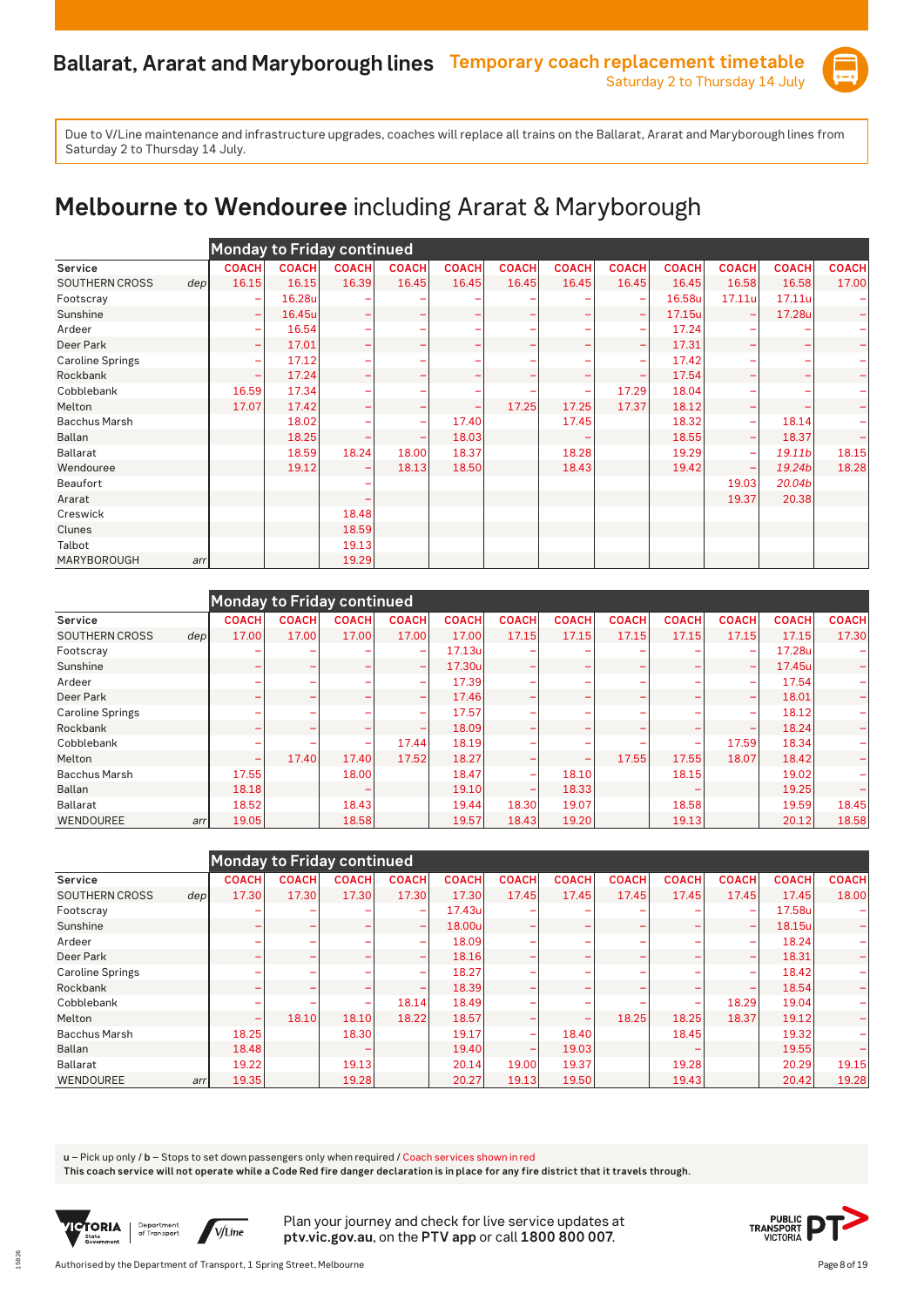# Ballarat, Ararat and Maryborough lines

## Temporary coach replacement timetable

Saturday 2 to Thursday 14 July

Due to V/Line maintenance and infrastructure upgrades, coaches will replace all trains on the Ballarat, Ararat and Maryborough lines from Saturday 2 to Thursday 14 July.

# Melbourne to Wendouree including Ararat & Maryborough

**Monday to Friday continued**

| Service | | COACH | COACH | COACH | COACH | COACH | COACH | COACH | COACH | COACH | COACH | COACH | COACH |
|---|---|---|---|---|---|---|---|---|---|---|---|---|---|
| SOUTHERN CROSS | dep | 16.15 | 16.15 | 16.39 | 16.45 | 16.45 | 16.45 | 16.45 | 16.45 | 16.45 | 16.58 | 16.58 | 17.00 |
| Footscray | | – | 16.28u | – | – | – | – | – | – | 16.58u | 17.11u | 17.11u | – |
| Sunshine | | – | 16.45u | – | – | – | – | – | – | 17.15u | – | 17.28u | – |
| Ardeer | | – | 16.54 | – | – | – | – | – | – | 17.24 | – | – | – |
| Deer Park | | – | 17.01 | – | – | – | – | – | – | 17.31 | – | – | – |
| Caroline Springs | | – | 17.12 | – | – | – | – | – | – | 17.42 | – | – | – |
| Rockbank | | – | 17.24 | – | – | – | – | – | – | 17.54 | – | – | – |
| Cobblebank | | 16.59 | 17.34 | – | – | – | – | – | 17.29 | 18.04 | – | – | – |
| Melton | | 17.07 | 17.42 | – | – | – | 17.25 | 17.25 | 17.37 | 18.12 | – | – | – |
| Bacchus Marsh | | | 18.02 | – | – | 17.40 | | 17.45 | | 18.32 | – | 18.14 | – |
| Ballan | | | 18.25 | – | – | 18.03 | | – | | 18.55 | – | 18.37 | – |
| Ballarat | | | 18.59 | 18.24 | 18.00 | 18.37 | | 18.28 | | 19.29 | – | *19.11b* | 18.15 |
| Wendouree | | | 19.12 | – | 18.13 | 18.50 | | 18.43 | | 19.42 | – | *19.24b* | 18.28 |
| Beaufort | | | | – | | | | | | | 19.03 | *20.04b* | |
| Ararat | | | | – | | | | | | | 19.37 | 20.38 | |
| Creswick | | | | 18.48 | | | | | | | | | |
| Clunes | | | | 18.59 | | | | | | | | | |
| Talbot | | | | 19.13 | | | | | | | | | |
| MARYBOROUGH | arr | | | 19.29 | | | | | | | | | |

**Monday to Friday continued**

| Service | | COACH | COACH | COACH | COACH | COACH | COACH | COACH | COACH | COACH | COACH | COACH | COACH |
|---|---|---|---|---|---|---|---|---|---|---|---|---|---|
| SOUTHERN CROSS | dep | 17.00 | 17.00 | 17.00 | 17.00 | 17.00 | 17.15 | 17.15 | 17.15 | 17.15 | 17.15 | 17.15 | 17.30 |
| Footscray | | – | – | – | – | 17.13u | – | – | – | – | – | 17.28u | – |
| Sunshine | | – | – | – | – | 17.30u | – | – | – | – | – | 17.45u | – |
| Ardeer | | – | – | – | – | 17.39 | – | – | – | – | – | 17.54 | – |
| Deer Park | | – | – | – | – | 17.46 | – | – | – | – | – | 18.01 | – |
| Caroline Springs | | – | – | – | – | 17.57 | – | – | – | – | – | 18.12 | – |
| Rockbank | | – | – | – | – | 18.09 | – | – | – | – | – | 18.24 | – |
| Cobblebank | | – | – | – | 17.44 | 18.19 | – | – | – | – | 17.59 | 18.34 | – |
| Melton | | – | 17.40 | 17.40 | 17.52 | 18.27 | – | – | 17.55 | 17.55 | 18.07 | 18.42 | – |
| Bacchus Marsh | | 17.55 | | 18.00 | | 18.47 | – | 18.10 | | 18.15 | | 19.02 | – |
| Ballan | | 18.18 | | – | | 19.10 | – | 18.33 | | – | | 19.25 | – |
| Ballarat | | 18.52 | | 18.43 | | 19.44 | 18.30 | 19.07 | | 18.58 | | 19.59 | 18.45 |
| WENDOUREE | arr | 19.05 | | 18.58 | | 19.57 | 18.43 | 19.20 | | 19.13 | | 20.12 | 18.58 |

**Monday to Friday continued**

| Service | | COACH | COACH | COACH | COACH | COACH | COACH | COACH | COACH | COACH | COACH | COACH | COACH |
|---|---|---|---|---|---|---|---|---|---|---|---|---|---|
| SOUTHERN CROSS | dep | 17.30 | 17.30 | 17.30 | 17.30 | 17.30 | 17.45 | 17.45 | 17.45 | 17.45 | 17.45 | 17.45 | 18.00 |
| Footscray | | – | – | – | – | 17.43u | – | – | – | – | – | 17.58u | – |
| Sunshine | | – | – | – | – | 18.00u | – | – | – | – | – | 18.15u | – |
| Ardeer | | – | – | – | – | 18.09 | – | – | – | – | – | 18.24 | – |
| Deer Park | | – | – | – | – | 18.16 | – | – | – | – | – | 18.31 | – |
| Caroline Springs | | – | – | – | – | 18.27 | – | – | – | – | – | 18.42 | – |
| Rockbank | | – | – | – | – | 18.39 | – | – | – | – | – | 18.54 | – |
| Cobblebank | | – | – | – | 18.14 | 18.49 | – | – | – | – | 18.29 | 19.04 | – |
| Melton | | – | 18.10 | 18.10 | 18.22 | 18.57 | – | – | 18.25 | 18.25 | 18.37 | 19.12 | – |
| Bacchus Marsh | | 18.25 | | 18.30 | | 19.17 | – | 18.40 | | 18.45 | | 19.32 | – |
| Ballan | | 18.48 | | – | | 19.40 | – | 19.03 | | – | | 19.55 | – |
| Ballarat | | 19.22 | | 19.13 | | 20.14 | 19.00 | 19.37 | | 19.28 | | 20.29 | 19.15 |
| WENDOUREE | arr | 19.35 | | 19.28 | | 20.27 | 19.13 | 19.50 | | 19.43 | | 20.42 | 19.28 |

u – Pick up only / b – Stops to set down passengers only when required / Coach services shown in red

**This coach service will not operate while a Code Red fire danger declaration is in place for any fire district that it travels through.**

Plan your journey and check for live service updates at **ptv.vic.gov.au**, on the **PTV app** or call **1800 800 007**.

Authorised by the Department of Transport, 1 Spring Street, Melbourne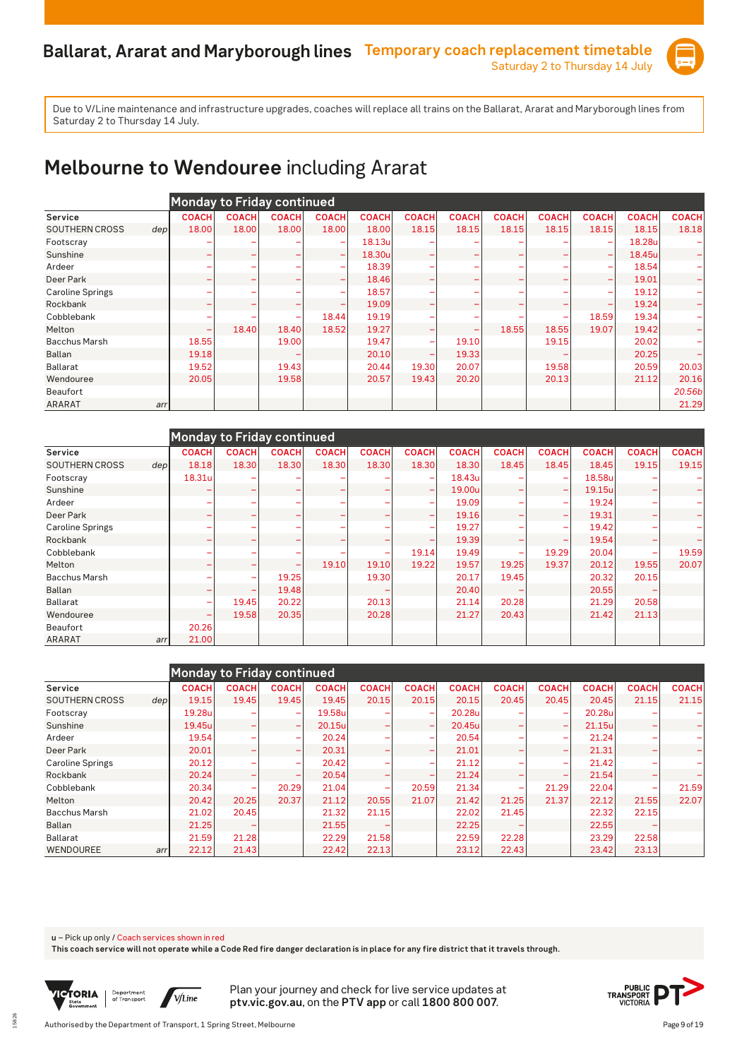# Ballarat, Ararat and Maryborough lines

## Temporary coach replacement timetable

Saturday 2 to Thursday 14 July

Due to V/Line maintenance and infrastructure upgrades, coaches will replace all trains on the Ballarat, Ararat and Maryborough lines from Saturday 2 to Thursday 14 July.

# Melbourne to Wendouree including Ararat

**Monday to Friday continued**

| Service | | COACH | COACH | COACH | COACH | COACH | COACH | COACH | COACH | COACH | COACH | COACH | COACH |
|---|---|---|---|---|---|---|---|---|---|---|---|---|---|
| SOUTHERN CROSS | dep | 18.00 | 18.00 | 18.00 | 18.00 | 18.00 | 18.15 | 18.15 | 18.15 | 18.15 | 18.15 | 18.15 | 18.18 |
| Footscray | | – | – | – | – | 18.13u | – | – | – | – | – | 18.28u | – |
| Sunshine | | – | – | – | – | 18.30u | – | – | – | – | – | 18.45u | – |
| Ardeer | | – | – | – | – | 18.39 | – | – | – | – | – | 18.54 | – |
| Deer Park | | – | – | – | – | 18.46 | – | – | – | – | – | 19.01 | – |
| Caroline Springs | | – | – | – | – | 18.57 | – | – | – | – | – | 19.12 | – |
| Rockbank | | – | – | – | – | 19.09 | – | – | – | – | – | 19.24 | – |
| Cobblebank | | – | – | – | 18.44 | 19.19 | – | – | – | – | 18.59 | 19.34 | – |
| Melton | | – | 18.40 | 18.40 | 18.52 | 19.27 | – | – | 18.55 | 18.55 | 19.07 | 19.42 | – |
| Bacchus Marsh | | 18.55 | | 19.00 | | 19.47 | – | 19.10 | | 19.15 | | 20.02 | – |
| Ballan | | 19.18 | | – | | 20.10 | | 19.33 | | – | | 20.25 | – |
| Ballarat | | 19.52 | | 19.43 | | 20.44 | 19.30 | 20.07 | | 19.58 | | 20.59 | 20.03 |
| Wendouree | | 20.05 | | 19.58 | | 20.57 | 19.43 | 20.20 | | 20.13 | | 21.12 | 20.16 |
| Beaufort | | | | | | | | | | | | | *20.56b* |
| ARARAT | arr | | | | | | | | | | | | 21.29 |

**Monday to Friday continued**

| Service | | COACH | COACH | COACH | COACH | COACH | COACH | COACH | COACH | COACH | COACH | COACH | COACH |
|---|---|---|---|---|---|---|---|---|---|---|---|---|---|
| SOUTHERN CROSS | dep | 18.18 | 18.30 | 18.30 | 18.30 | 18.30 | 18.30 | 18.30 | 18.45 | 18.45 | 18.45 | 19.15 | 19.15 |
| Footscray | | 18.31u | – | – | – | – | – | 18.43u | – | – | 18.58u | – | – |
| Sunshine | | – | – | – | – | – | – | 19.00u | – | – | 19.15u | – | – |
| Ardeer | | – | – | – | – | – | – | 19.09 | – | – | 19.24 | – | – |
| Deer Park | | – | – | – | – | – | – | 19.16 | – | – | 19.31 | – | – |
| Caroline Springs | | – | – | – | – | – | – | 19.27 | – | – | 19.42 | – | – |
| Rockbank | | – | – | – | – | – | – | 19.39 | – | – | 19.54 | – | – |
| Cobblebank | | – | – | – | – | – | 19.14 | 19.49 | – | 19.29 | 20.04 | – | 19.59 |
| Melton | | – | – | 19.25 | – | 19.10 | 19.10 | 19.22 | 19.57 | 19.25 | 19.37 | 20.12 | 19.55 | 20.07 |
| Bacchus Marsh | | – | – | 19.25 | | 19.30 | | 20.17 | 19.45 | | 20.32 | 20.15 | |
| Ballan | | – | – | 19.48 | | – | | 20.40 | – | | 20.55 | – | |
| Ballarat | | – | 19.45 | 20.22 | | 20.13 | | 21.14 | 20.28 | | 21.29 | 20.58 | |
| Wendouree | | – | 19.58 | 20.35 | | 20.28 | | 21.27 | 20.43 | | 21.42 | 21.13 | |
| Beaufort | | 20.26 | | | | | | | | | | | |
| ARARAT | arr | 21.00 | | | | | | | | | | | |

**Monday to Friday continued**

| Service | | COACH | COACH | COACH | COACH | COACH | COACH | COACH | COACH | COACH | COACH | COACH | COACH |
|---|---|---|---|---|---|---|---|---|---|---|---|---|---|
| SOUTHERN CROSS | dep | 19.15 | 19.45 | 19.45 | 19.45 | 20.15 | 20.15 | 20.15 | 20.45 | 20.45 | 20.45 | 21.15 | 21.15 |
| Footscray | | 19.28u | – | – | 19.58u | – | – | 20.28u | – | – | 20.28u | – | – |
| Sunshine | | 19.45u | – | – | 20.15u | – | – | 20.45u | – | – | 21.15u | – | – |
| Ardeer | | 19.54 | – | – | 20.24 | – | – | 20.54 | – | – | 21.24 | – | – |
| Deer Park | | 20.01 | – | – | 20.31 | – | – | 21.01 | – | – | 21.31 | – | – |
| Caroline Springs | | 20.12 | – | – | 20.42 | – | – | 21.12 | – | – | 21.42 | – | – |
| Rockbank | | 20.24 | – | – | 20.54 | – | – | 21.24 | – | – | 21.54 | – | – |
| Cobblebank | | 20.34 | – | 20.29 | 21.04 | – | 20.59 | 21.34 | – | 21.29 | 22.04 | – | 21.59 |
| Melton | | 20.42 | 20.25 | 20.37 | 21.12 | 20.55 | 21.07 | 21.42 | 21.25 | 21.37 | 22.12 | 21.55 | 22.07 |
| Bacchus Marsh | | 21.02 | 20.45 | | 21.32 | 21.15 | | 22.02 | 21.45 | | 22.32 | 22.15 | |
| Ballan | | 21.25 | – | | 21.55 | – | | 22.25 | – | | 22.55 | – | |
| Ballarat | | 21.59 | 21.28 | | 22.29 | 21.58 | | 22.59 | 22.28 | | 23.29 | 22.58 | |
| WENDOUREE | arr | 22.12 | 21.43 | | 22.42 | 22.13 | | 23.12 | 22.43 | | 23.42 | 23.13 | |

**u** – Pick up only / Coach services shown in red

**This coach service will not operate while a Code Red fire danger declaration is in place for any fire district that it travels through.**

Plan your journey and check for live service updates at **ptv.vic.gov.au**, on the **PTV app** or call **1800 800 007**.

Authorised by the Department of Transport, 1 Spring Street, Melbourne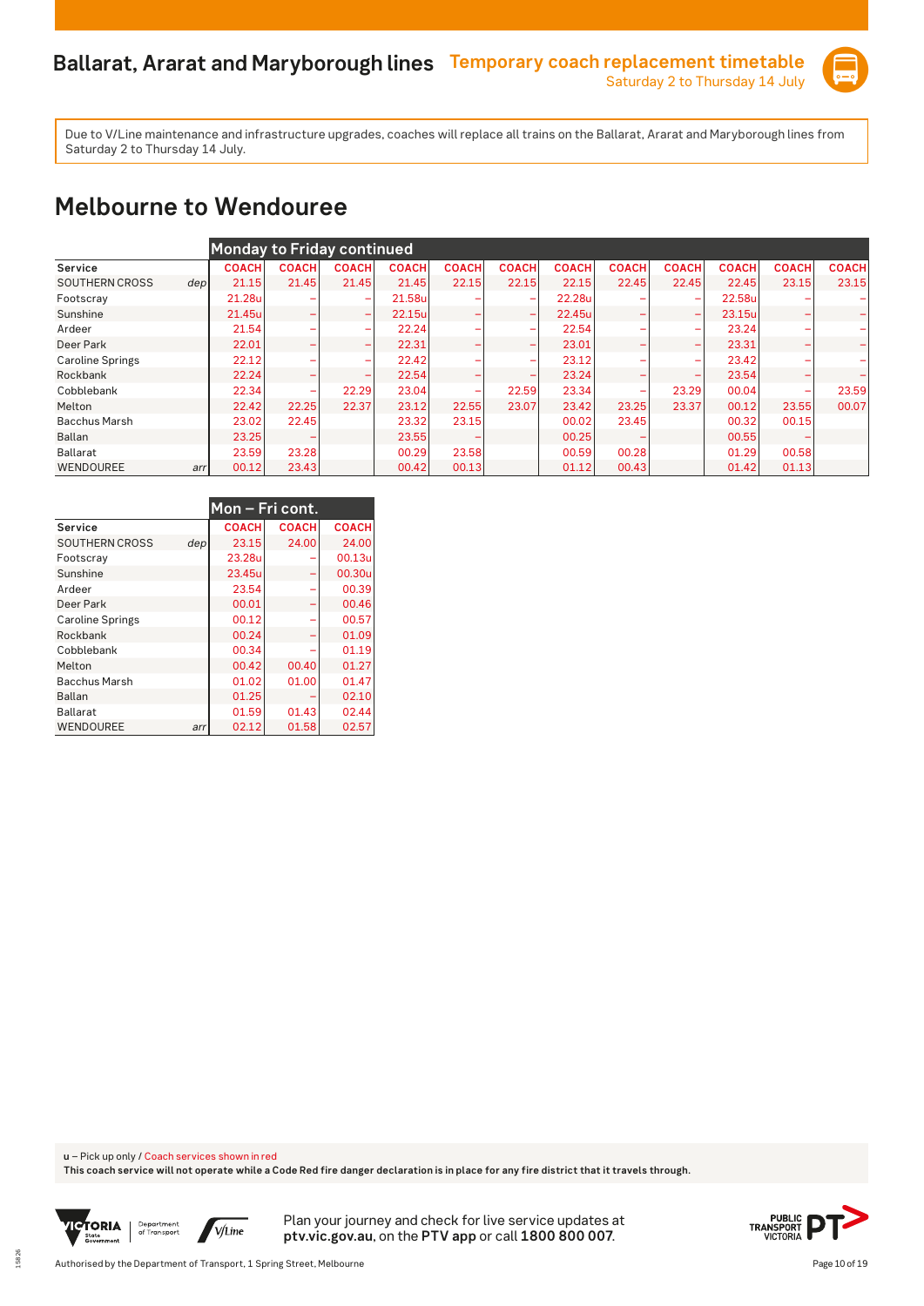# Ballarat, Ararat and Maryborough lines

**Temporary coach replacement timetable**
Saturday 2 to Thursday 14 July

Due to V/Line maintenance and infrastructure upgrades, coaches will replace all trains on the Ballarat, Ararat and Maryborough lines from Saturday 2 to Thursday 14 July.

## Melbourne to Wendouree

| | | Monday to Friday continued | | | | | | | | | | | |
|---|---|---|---|---|---|---|---|---|---|---|---|---|---|
| Service | | COACH | COACH | COACH | COACH | COACH | COACH | COACH | COACH | COACH | COACH | COACH | COACH |
| SOUTHERN CROSS | dep | 21.15 | 21.45 | 21.45 | 21.45 | 22.15 | 22.15 | 22.15 | 22.45 | 22.45 | 22.45 | 23.15 | 23.15 |
| Footscray | | 21.28u | – | – | 21.58u | – | – | 22.28u | – | – | 22.58u | – | – |
| Sunshine | | 21.45u | – | – | 22.15u | – | – | 22.45u | – | – | 23.15u | – | – |
| Ardeer | | 21.54 | – | – | 22.24 | – | – | 22.54 | – | – | 23.24 | – | – |
| Deer Park | | 22.01 | – | – | 22.31 | – | – | 23.01 | – | – | 23.31 | – | – |
| Caroline Springs | | 22.12 | – | – | 22.42 | – | – | 23.12 | – | – | 23.42 | – | – |
| Rockbank | | 22.24 | – | – | 22.54 | – | – | 23.24 | – | – | 23.54 | – | – |
| Cobblebank | | 22.34 | – | 22.29 | 23.04 | – | 22.59 | 23.34 | – | 23.29 | 00.04 | – | 23.59 |
| Melton | | 22.42 | 22.25 | 22.37 | 23.12 | 22.55 | 23.07 | 23.42 | 23.25 | 23.37 | 00.12 | 23.55 | 00.07 |
| Bacchus Marsh | | 23.02 | 22.45 | | 23.32 | 23.15 | | 00.02 | 23.45 | | 00.32 | 00.15 | |
| Ballan | | 23.25 | – | | 23.55 | – | | 00.25 | – | | 00.55 | – | |
| Ballarat | | 23.59 | 23.28 | | 00.29 | 23.58 | | 00.59 | 00.28 | | 01.29 | 00.58 | |
| WENDOUREE | arr | 00.12 | 23.43 | | 00.42 | 00.13 | | 01.12 | 00.43 | | 01.42 | 01.13 | |

| | | Mon – Fri cont. | | |
|---|---|---|---|---|
| Service | | COACH | COACH | COACH |
| SOUTHERN CROSS | dep | 23.15 | 24.00 | 24.00 |
| Footscray | | 23.28u | – | 00.13u |
| Sunshine | | 23.45u | – | 00.30u |
| Ardeer | | 23.54 | – | 00.39 |
| Deer Park | | 00.01 | – | 00.46 |
| Caroline Springs | | 00.12 | – | 00.57 |
| Rockbank | | 00.24 | – | 01.09 |
| Cobblebank | | 00.34 | – | 01.19 |
| Melton | | 00.42 | 00.40 | 01.27 |
| Bacchus Marsh | | 01.02 | 01.00 | 01.47 |
| Ballan | | 01.25 | – | 02.10 |
| Ballarat | | 01.59 | 01.43 | 02.44 |
| WENDOUREE | arr | 02.12 | 01.58 | 02.57 |

u – Pick up only / Coach services shown in red
**This coach service will not operate while a Code Red fire danger declaration is in place for any fire district that it travels through.**

Plan your journey and check for live service updates at **ptv.vic.gov.au**, on the **PTV app** or call **1800 800 007**.

Authorised by the Department of Transport, 1 Spring Street, Melbourne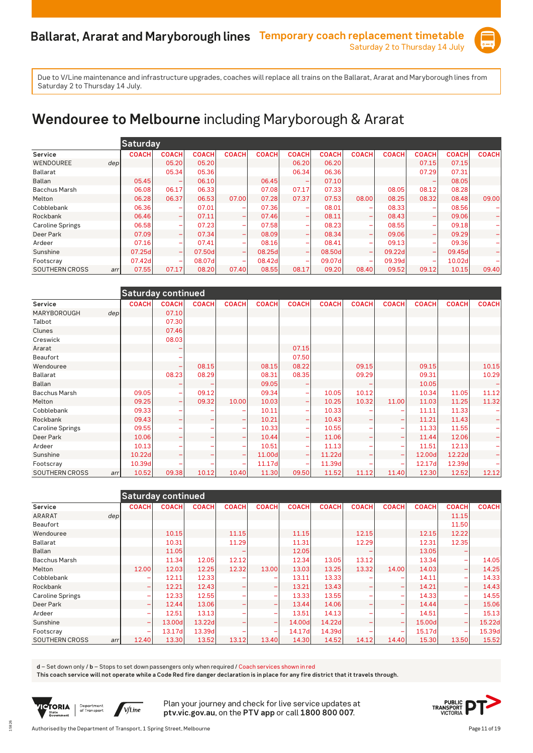# Ballarat, Ararat and Maryborough lines

## Temporary coach replacement timetable

Saturday 2 to Thursday 14 July

Due to V/Line maintenance and infrastructure upgrades, coaches will replace all trains on the Ballarat, Ararat and Maryborough lines from Saturday 2 to Thursday 14 July.

# **Wendouree to Melbourne** including Maryborough & Ararat

| | | Saturday | | | | | | | | | | | |
|---|---|---|---|---|---|---|---|---|---|---|---|---|---|
| Service | | COACH | COACH | COACH | COACH | COACH | COACH | COACH | COACH | COACH | COACH | COACH | COACH |
| WENDOUREE | dep | | 05.20 | 05.20 | | | 06.20 | 06.20 | | | 07.15 | 07.15 | |
| Ballarat | | | 05.34 | 05.36 | | | 06.34 | 06.36 | | | 07.29 | 07.31 | |
| Ballan | | 05.45 | – | 06.10 | | 06.45 | – | 07.10 | | | – | 08.05 | |
| Bacchus Marsh | | 06.08 | 06.17 | 06.33 | | 07.08 | 07.17 | 07.33 | | 08.05 | 08.12 | 08.28 | |
| Melton | | 06.28 | 06.37 | 06.53 | 07.00 | 07.28 | 07.37 | 07.53 | 08.00 | 08.25 | 08.32 | 08.48 | 09.00 |
| Cobblebank | | 06.36 | – | 07.01 | – | 07.36 | – | 08.01 | – | 08.33 | – | 08.56 | – |
| Rockbank | | 06.46 | – | 07.11 | – | 07.46 | – | 08.11 | – | 08.43 | – | 09.06 | – |
| Caroline Springs | | 06.58 | – | 07.23 | – | 07.58 | – | 08.23 | – | 08.55 | – | 09.18 | – |
| Deer Park | | 07.09 | – | 07.34 | – | 08.09 | – | 08.34 | – | 09.06 | – | 09.29 | – |
| Ardeer | | 07.16 | – | 07.41 | – | 08.16 | – | 08.41 | – | 09.13 | – | 09.36 | – |
| Sunshine | | 07.25d | – | 07.50d | – | 08.25d | – | 08.50d | – | 09.22d | – | 09.45d | – |
| Footscray | | 07.42d | – | 08.07d | – | 08.42d | – | 09.07d | – | 09.39d | – | 10.02d | – |
| SOUTHERN CROSS | arr | 07.55 | 07.17 | 08.20 | 07.40 | 08.55 | 08.17 | 09.20 | 08.40 | 09.52 | 09.12 | 10.15 | 09.40 |

| | | Saturday continued | | | | | | | | | | | |
|---|---|---|---|---|---|---|---|---|---|---|---|---|---|
| Service | | COACH | COACH | COACH | COACH | COACH | COACH | COACH | COACH | COACH | COACH | COACH | COACH |
| MARYBOROUGH | dep | | 07.10 | | | | | | | | | | |
| Talbot | | | 07.30 | | | | | | | | | | |
| Clunes | | | 07.46 | | | | | | | | | | |
| Creswick | | | 08.03 | | | | | | | | | | |
| Ararat | | | – | | | | 07.15 | | | | | | |
| Beaufort | | | – | | | | 07.50 | | | | | | |
| Wendouree | | | – | 08.15 | | 08.15 | 08.22 | | 09.15 | | 09.15 | | 10.15 |
| Ballarat | | | 08.23 | 08.29 | | 08.31 | 08.35 | | 09.29 | | 09.31 | | 10.29 |
| Ballan | | | – | – | | 09.05 | – | | – | | 10.05 | | – |
| Bacchus Marsh | | 09.05 | – | 09.12 | | 09.34 | – | 10.05 | 10.12 | | 10.34 | 11.05 | 11.12 |
| Melton | | 09.25 | – | 09.32 | 10.00 | 10.03 | – | 10.25 | 10.32 | 11.00 | 11.03 | 11.25 | 11.32 |
| Cobblebank | | 09.33 | – | – | – | 10.11 | – | 10.33 | – | – | 11.11 | 11.33 | – |
| Rockbank | | 09.43 | – | – | – | 10.21 | – | 10.43 | – | – | 11.21 | 11.43 | – |
| Caroline Springs | | 09.55 | – | – | – | 10.33 | – | 10.55 | – | – | 11.33 | 11.55 | – |
| Deer Park | | 10.06 | – | – | – | 10.44 | – | 11.06 | – | – | 11.44 | 12.06 | – |
| Ardeer | | 10.13 | – | – | – | 10.51 | – | 11.13 | – | – | 11.51 | 12.13 | – |
| Sunshine | | 10.22d | – | – | – | 11.00d | – | 11.22d | – | – | 12.00d | 12.22d | – |
| Footscray | | 10.39d | – | – | – | 11.17d | – | 11.39d | – | – | 12.17d | 12.39d | – |
| SOUTHERN CROSS | arr | 10.52 | 09.38 | 10.12 | 10.40 | 11.30 | 09.50 | 11.52 | 11.12 | 11.40 | 12.30 | 12.52 | 12.12 |

| | | Saturday continued | | | | | | | | | | | |
|---|---|---|---|---|---|---|---|---|---|---|---|---|---|
| Service | | COACH | COACH | COACH | COACH | COACH | COACH | COACH | COACH | COACH | COACH | COACH | COACH |
| ARARAT | dep | | | | | | | | | | | 11.15 | |
| Beaufort | | | | | | | | | | | | 11.50 | |
| Wendouree | | | 10.15 | | 11.15 | | 11.15 | | 12.15 | | 12.15 | 12.22 | |
| Ballarat | | | 10.31 | | 11.29 | | 11.31 | | 12.29 | | 12.31 | 12.35 | |
| Ballan | | | 11.05 | | – | | 12.05 | | – | | 13.05 | – | |
| Bacchus Marsh | | | 11.34 | 12.05 | 12.12 | | 12.34 | 13.05 | 13.12 | | 13.34 | – | 14.05 |
| Melton | | 12.00 | 12.03 | 12.25 | 12.32 | 13.00 | 13.03 | 13.25 | 13.32 | 14.00 | 14.03 | – | 14.25 |
| Cobblebank | | – | 12.11 | 12.33 | – | – | 13.11 | 13.33 | – | – | 14.11 | – | 14.33 |
| Rockbank | | – | 12.21 | 12.43 | – | – | 13.21 | 13.43 | – | – | 14.21 | – | 14.43 |
| Caroline Springs | | – | 12.33 | 12.55 | – | – | 13.33 | 13.55 | – | – | 14.33 | – | 14.55 |
| Deer Park | | – | 12.44 | 13.06 | – | – | 13.44 | 14.06 | – | – | 14.44 | – | 15.06 |
| Ardeer | | – | 12.51 | 13.13 | – | – | 13.51 | 14.13 | – | – | 14.51 | – | 15.13 |
| Sunshine | | – | 13.00d | 13.22d | – | – | 14.00d | 14.22d | – | – | 15.00d | – | 15.22d |
| Footscray | | – | 13.17d | 13.39d | – | – | 14.17d | 14.39d | – | – | 15.17d | – | 15.39d |
| SOUTHERN CROSS | arr | 12.40 | 13.30 | 13.52 | 13.12 | 13.40 | 14.30 | 14.52 | 14.12 | 14.40 | 15.30 | 13.50 | 15.52 |

d – Set down only / b – Stops to set down passengers only when required / Coach services shown in red

**This coach service will not operate while a Code Red fire danger declaration is in place for any fire district that it travels through.**

Plan your journey and check for live service updates at **ptv.vic.gov.au**, on the **PTV app** or call **1800 800 007**.

Authorised by the Department of Transport, 1 Spring Street, Melbourne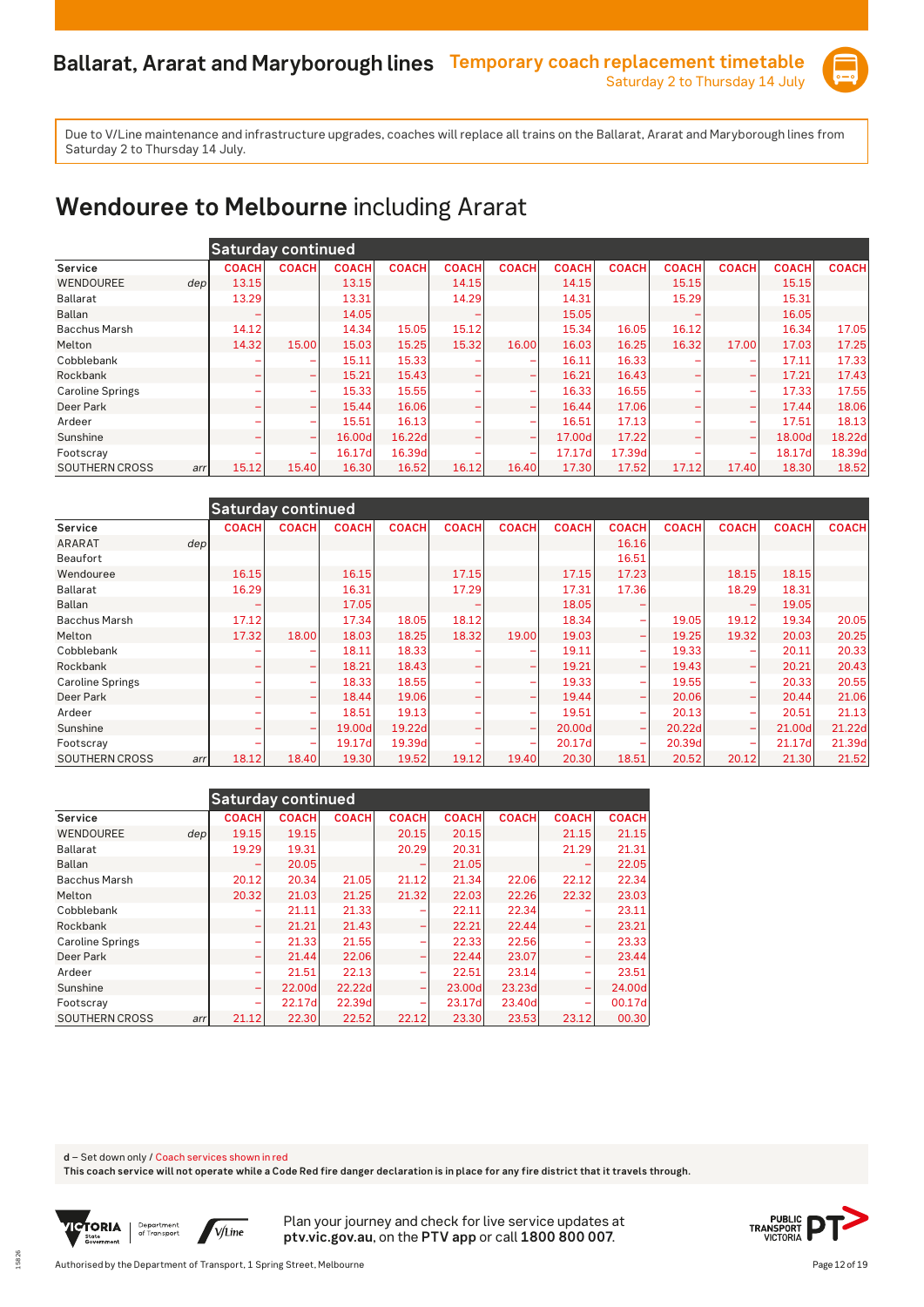# Ballarat, Ararat and Maryborough lines

**Temporary coach replacement timetable**
Saturday 2 to Thursday 14 July

Due to V/Line maintenance and infrastructure upgrades, coaches will replace all trains on the Ballarat, Ararat and Maryborough lines from Saturday 2 to Thursday 14 July.

## Wendouree to Melbourne including Ararat

**Saturday continued**

| Service | | COACH | COACH | COACH | COACH | COACH | COACH | COACH | COACH | COACH | COACH | COACH | COACH |
|---|---|---|---|---|---|---|---|---|---|---|---|---|---|
| WENDOUREE | dep | 13.15 | | 13.15 | | 14.15 | | 14.15 | | 15.15 | | 15.15 | |
| Ballarat | | 13.29 | | 13.31 | | 14.29 | | 14.31 | | 15.29 | | 15.31 | |
| Ballan | | – | | 14.05 | | – | | 15.05 | | – | | 16.05 | |
| Bacchus Marsh | | 14.12 | | 14.34 | 15.05 | 15.12 | | 15.34 | 16.05 | 16.12 | | 16.34 | 17.05 |
| Melton | | 14.32 | 15.00 | 15.03 | 15.25 | 15.32 | 16.00 | 16.03 | 16.25 | 16.32 | 17.00 | 17.03 | 17.25 |
| Cobblebank | | – | – | 15.11 | 15.33 | – | – | 16.11 | 16.33 | – | – | 17.11 | 17.33 |
| Rockbank | | – | – | 15.21 | 15.43 | – | – | 16.21 | 16.43 | – | – | 17.21 | 17.43 |
| Caroline Springs | | – | – | 15.33 | 15.55 | – | – | 16.33 | 16.55 | – | – | 17.33 | 17.55 |
| Deer Park | | – | – | 15.44 | 16.06 | – | – | 16.44 | 17.06 | – | – | 17.44 | 18.06 |
| Ardeer | | – | – | 15.51 | 16.13 | – | – | 16.51 | 17.13 | – | – | 17.51 | 18.13 |
| Sunshine | | – | – | 16.00d | 16.22d | – | – | 17.00d | 17.22 | – | – | 18.00d | 18.22d |
| Footscray | | – | – | 16.17d | 16.39d | – | – | 17.17d | 17.39d | – | – | 18.17d | 18.39d |
| SOUTHERN CROSS | arr | 15.12 | 15.40 | 16.30 | 16.52 | 16.12 | 16.40 | 17.30 | 17.52 | 17.12 | 17.40 | 18.30 | 18.52 |

**Saturday continued**

| Service | | COACH | COACH | COACH | COACH | COACH | COACH | COACH | COACH | COACH | COACH | COACH | COACH |
|---|---|---|---|---|---|---|---|---|---|---|---|---|---|
| ARARAT | dep | | | | | | | | 16.16 | | | | |
| Beaufort | | | | | | | | | 16.51 | | | | |
| Wendouree | | 16.15 | | 16.15 | | 17.15 | | 17.15 | 17.23 | | 18.15 | 18.15 | |
| Ballarat | | 16.29 | | 16.31 | | 17.29 | | 17.31 | 17.36 | | 18.29 | 18.31 | |
| Ballan | | – | | 17.05 | | – | | 18.05 | – | | – | 19.05 | |
| Bacchus Marsh | | 17.12 | | 17.34 | 18.05 | 18.12 | | 18.34 | – | 19.05 | 19.12 | 19.34 | 20.05 |
| Melton | | 17.32 | 18.00 | 18.03 | 18.25 | 18.32 | 19.00 | 19.03 | – | 19.25 | 19.32 | 20.03 | 20.25 |
| Cobblebank | | – | – | 18.11 | 18.33 | – | – | 19.11 | – | 19.33 | – | 20.11 | 20.33 |
| Rockbank | | – | – | 18.21 | 18.43 | – | – | 19.21 | – | 19.43 | – | 20.21 | 20.43 |
| Caroline Springs | | – | – | 18.33 | 18.55 | – | – | 19.33 | – | 19.55 | – | 20.33 | 20.55 |
| Deer Park | | – | – | 18.44 | 19.06 | – | – | 19.44 | – | 20.06 | – | 20.44 | 21.06 |
| Ardeer | | – | – | 18.51 | 19.13 | – | – | 19.51 | – | 20.13 | – | 20.51 | 21.13 |
| Sunshine | | – | – | 19.00d | 19.22d | – | – | 20.00d | – | 20.22d | – | 21.00d | 21.22d |
| Footscray | | – | – | 19.17d | 19.39d | – | – | 20.17d | – | 20.39d | – | 21.17d | 21.39d |
| SOUTHERN CROSS | arr | 18.12 | 18.40 | 19.30 | 19.52 | 19.12 | 19.40 | 20.30 | 18.51 | 20.52 | 20.12 | 21.30 | 21.52 |

**Saturday continued**

| Service | | COACH | COACH | COACH | COACH | COACH | COACH | COACH | COACH |
|---|---|---|---|---|---|---|---|---|---|
| WENDOUREE | dep | 19.15 | 19.15 | | 20.15 | 20.15 | | 21.15 | 21.15 |
| Ballarat | | 19.29 | 19.31 | | 20.29 | 20.31 | | 21.29 | 21.31 |
| Ballan | | – | 20.05 | | – | 21.05 | | – | 22.05 |
| Bacchus Marsh | | 20.12 | 20.34 | 21.05 | 21.12 | 21.34 | 22.06 | 22.12 | 22.34 |
| Melton | | 20.32 | 21.03 | 21.25 | 21.32 | 22.03 | 22.26 | 22.32 | 23.03 |
| Cobblebank | | – | 21.11 | 21.33 | – | 22.11 | 22.34 | – | 23.11 |
| Rockbank | | – | 21.21 | 21.43 | – | 22.21 | 22.44 | – | 23.21 |
| Caroline Springs | | – | 21.33 | 21.55 | – | 22.33 | 22.56 | – | 23.33 |
| Deer Park | | – | 21.44 | 22.06 | – | 22.44 | 23.07 | – | 23.44 |
| Ardeer | | – | 21.51 | 22.13 | – | 22.51 | 23.14 | – | 23.51 |
| Sunshine | | – | 22.00d | 22.22d | – | 23.00d | 23.23d | – | 24.00d |
| Footscray | | – | 22.17d | 22.39d | – | 23.17d | 23.40d | – | 00.17d |
| SOUTHERN CROSS | arr | 21.12 | 22.30 | 22.52 | 22.12 | 23.30 | 23.53 | 23.12 | 00.30 |

**d** – Set down only / Coach services shown in red

**This coach service will not operate while a Code Red fire danger declaration is in place for any fire district that it travels through.**

Plan your journey and check for live service updates at **ptv.vic.gov.au**, on the **PTV app** or call **1800 800 007**.

Authorised by the Department of Transport, 1 Spring Street, Melbourne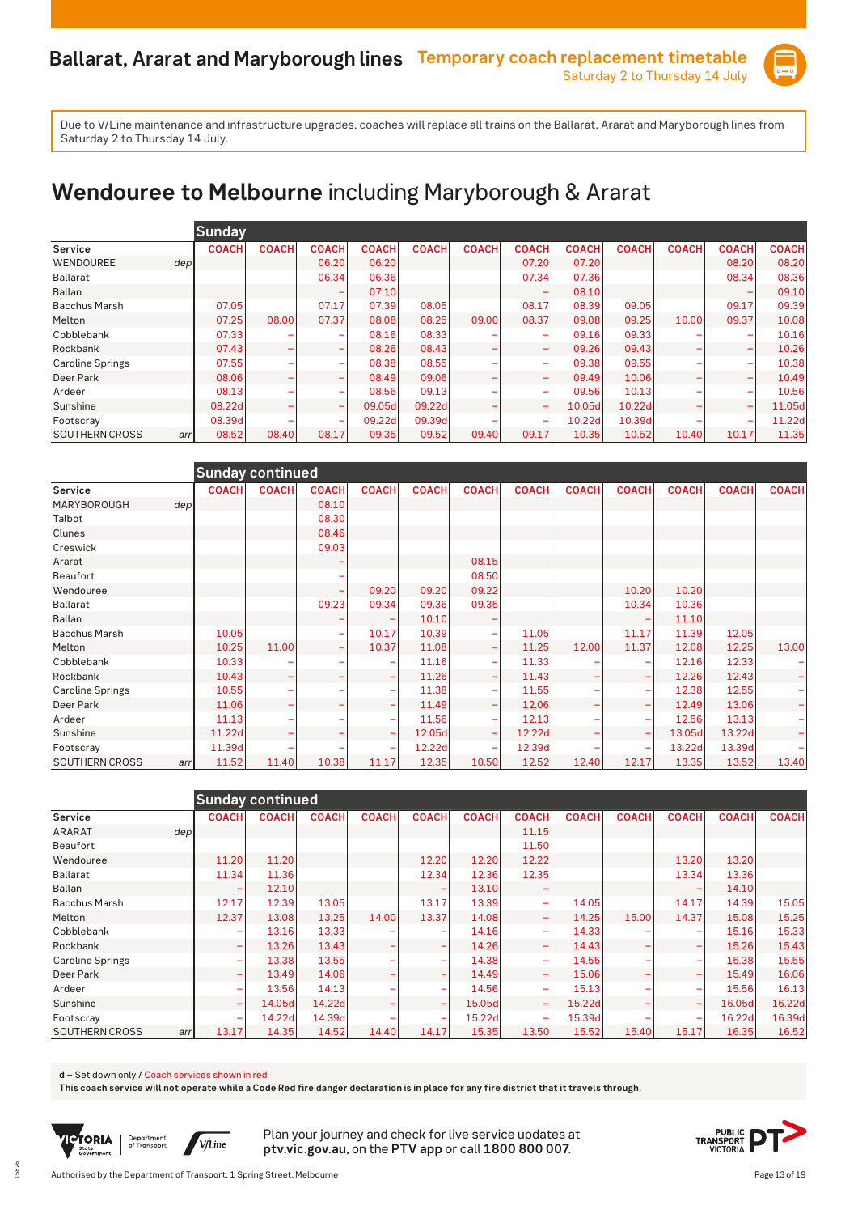## Ballarat, Ararat and Maryborough lines

**Temporary coach replacement timetable**
Saturday 2 to Thursday 14 July

Due to V/Line maintenance and infrastructure upgrades, coaches will replace all trains on the Ballarat, Ararat and Maryborough lines from Saturday 2 to Thursday 14 July.

# Wendouree to Melbourne including Maryborough & Ararat

**Sunday**

| Service | | COACH | COACH | COACH | COACH | COACH | COACH | COACH | COACH | COACH | COACH | COACH | COACH |
|---|---|---|---|---|---|---|---|---|---|---|---|---|---|
| WENDOUREE | dep | | | 06.20 | 06.20 | | | 07.20 | 07.20 | | | 08.20 | 08.20 |
| Ballarat | | | | 06.34 | 06.36 | | | 07.34 | 07.36 | | | 08.34 | 08.36 |
| Ballan | | | | – | 07.10 | | | – | 08.10 | | | – | 09.10 |
| Bacchus Marsh | | 07.05 | | 07.17 | 07.39 | 08.05 | | 08.17 | 08.39 | 09.05 | | 09.17 | 09.39 |
| Melton | | 07.25 | 08.00 | 07.37 | 08.08 | 08.25 | 09.00 | 08.37 | 09.08 | 09.25 | 10.00 | 09.37 | 10.08 |
| Cobblebank | | 07.33 | – | – | 08.16 | 08.33 | – | – | 09.16 | 09.33 | – | – | 10.16 |
| Rockbank | | 07.43 | – | – | 08.26 | 08.43 | – | – | 09.26 | 09.43 | – | – | 10.26 |
| Caroline Springs | | 07.55 | – | – | 08.38 | 08.55 | – | – | 09.38 | 09.55 | – | – | 10.38 |
| Deer Park | | 08.06 | – | – | 08.49 | 09.06 | – | – | 09.49 | 10.06 | – | – | 10.49 |
| Ardeer | | 08.13 | – | – | 08.56 | 09.13 | – | – | 09.56 | 10.13 | – | – | 10.56 |
| Sunshine | | 08.22d | – | – | 09.05d | 09.22d | – | – | 10.05d | 10.22d | – | – | 11.05d |
| Footscray | | 08.39d | – | – | 09.22d | 09.39d | – | – | 10.22d | 10.39d | – | – | 11.22d |
| SOUTHERN CROSS | arr | 08.52 | 08.40 | 08.17 | 09.35 | 09.52 | 09.40 | 09.17 | 10.35 | 10.52 | 10.40 | 10.17 | 11.35 |

**Sunday continued**

| Service | | COACH | COACH | COACH | COACH | COACH | COACH | COACH | COACH | COACH | COACH | COACH | COACH |
|---|---|---|---|---|---|---|---|---|---|---|---|---|---|
| MARYBOROUGH | dep | | | 08.10 | | | | | | | | | |
| Talbot | | | | 08.30 | | | | | | | | | |
| Clunes | | | | 08.46 | | | | | | | | | |
| Creswick | | | | 09.03 | | | | | | | | | |
| Ararat | | | | – | | | 08.15 | | | | | | |
| Beaufort | | | | – | | | 08.50 | | | | | | |
| Wendouree | | | | – | 09.20 | 09.20 | 09.22 | | | 10.20 | 10.20 | | |
| Ballarat | | | | 09.23 | 09.34 | 09.36 | 09.35 | | | 10.34 | 10.36 | | |
| Ballan | | | | – | – | 10.10 | – | | | – | 11.10 | | |
| Bacchus Marsh | | 10.05 | | – | 10.17 | 10.39 | – | 11.05 | | 11.17 | 11.39 | 12.05 | |
| Melton | | 10.25 | 11.00 | – | 10.37 | 11.08 | – | 11.25 | 12.00 | 11.37 | 12.08 | 12.25 | 13.00 |
| Cobblebank | | 10.33 | – | – | – | 11.16 | – | 11.33 | – | – | 12.16 | 12.33 | – |
| Rockbank | | 10.43 | – | – | – | 11.26 | – | 11.43 | – | – | 12.26 | 12.43 | – |
| Caroline Springs | | 10.55 | – | – | – | 11.38 | – | 11.55 | – | – | 12.38 | 12.55 | – |
| Deer Park | | 11.06 | – | – | – | 11.49 | – | 12.06 | – | – | 12.49 | 13.06 | – |
| Ardeer | | 11.13 | – | – | – | 11.56 | – | 12.13 | – | – | 12.56 | 13.13 | – |
| Sunshine | | 11.22d | – | – | – | 12.05d | – | 12.22d | – | – | 13.05d | 13.22d | – |
| Footscray | | 11.39d | – | – | – | 12.22d | – | 12.39d | – | – | 13.22d | 13.39d | – |
| SOUTHERN CROSS | arr | 11.52 | 11.40 | 10.38 | 11.17 | 12.35 | 10.50 | 12.52 | 12.40 | 12.17 | 13.35 | 13.52 | 13.40 |

**Sunday continued**

| Service | | COACH | COACH | COACH | COACH | COACH | COACH | COACH | COACH | COACH | COACH | COACH | COACH |
|---|---|---|---|---|---|---|---|---|---|---|---|---|---|
| ARARAT | dep | | | | | | | 11.15 | | | | | |
| Beaufort | | | | | | | | 11.50 | | | | | |
| Wendouree | | 11.20 | 11.20 | | | 12.20 | 12.20 | 12.22 | | | 13.20 | 13.20 | |
| Ballarat | | 11.34 | 11.36 | | | 12.34 | 12.36 | 12.35 | | | 13.34 | 13.36 | |
| Ballan | | – | 12.10 | | | – | 13.10 | – | | | – | 14.10 | |
| Bacchus Marsh | | 12.17 | 12.39 | 13.05 | | 13.17 | 13.39 | – | 14.05 | | 14.17 | 14.39 | 15.05 |
| Melton | | 12.37 | 13.08 | 13.25 | 14.00 | 13.37 | 14.08 | – | 14.25 | 15.00 | 14.37 | 15.08 | 15.25 |
| Cobblebank | | – | 13.16 | 13.33 | – | – | 14.16 | – | 14.33 | – | – | 15.16 | 15.33 |
| Rockbank | | – | 13.26 | 13.43 | – | – | 14.26 | – | 14.43 | – | – | 15.26 | 15.43 |
| Caroline Springs | | – | 13.38 | 13.55 | – | – | 14.38 | – | 14.55 | – | – | 15.38 | 15.55 |
| Deer Park | | – | 13.49 | 14.06 | – | – | 14.49 | – | 15.06 | – | – | 15.49 | 16.06 |
| Ardeer | | – | 13.56 | 14.13 | – | – | 14.56 | – | 15.13 | – | – | 15.56 | 16.13 |
| Sunshine | | – | 14.05d | 14.22d | – | – | 15.05d | – | 15.22d | – | – | 16.05d | 16.22d |
| Footscray | | – | 14.22d | 14.39d | – | – | 15.22d | – | 15.39d | – | – | 16.22d | 16.39d |
| SOUTHERN CROSS | arr | 13.17 | 14.35 | 14.52 | 14.40 | 14.17 | 15.35 | 13.50 | 15.52 | 15.40 | 15.17 | 16.35 | 16.52 |

**d** – Set down only / Coach services shown in red

**This coach service will not operate while a Code Red fire danger declaration is in place for any fire district that it travels through.**

Plan your journey and check for live service updates at **ptv.vic.gov.au**, on the **PTV app** or call **1800 800 007**.

Authorised by the Department of Transport, 1 Spring Street, Melbourne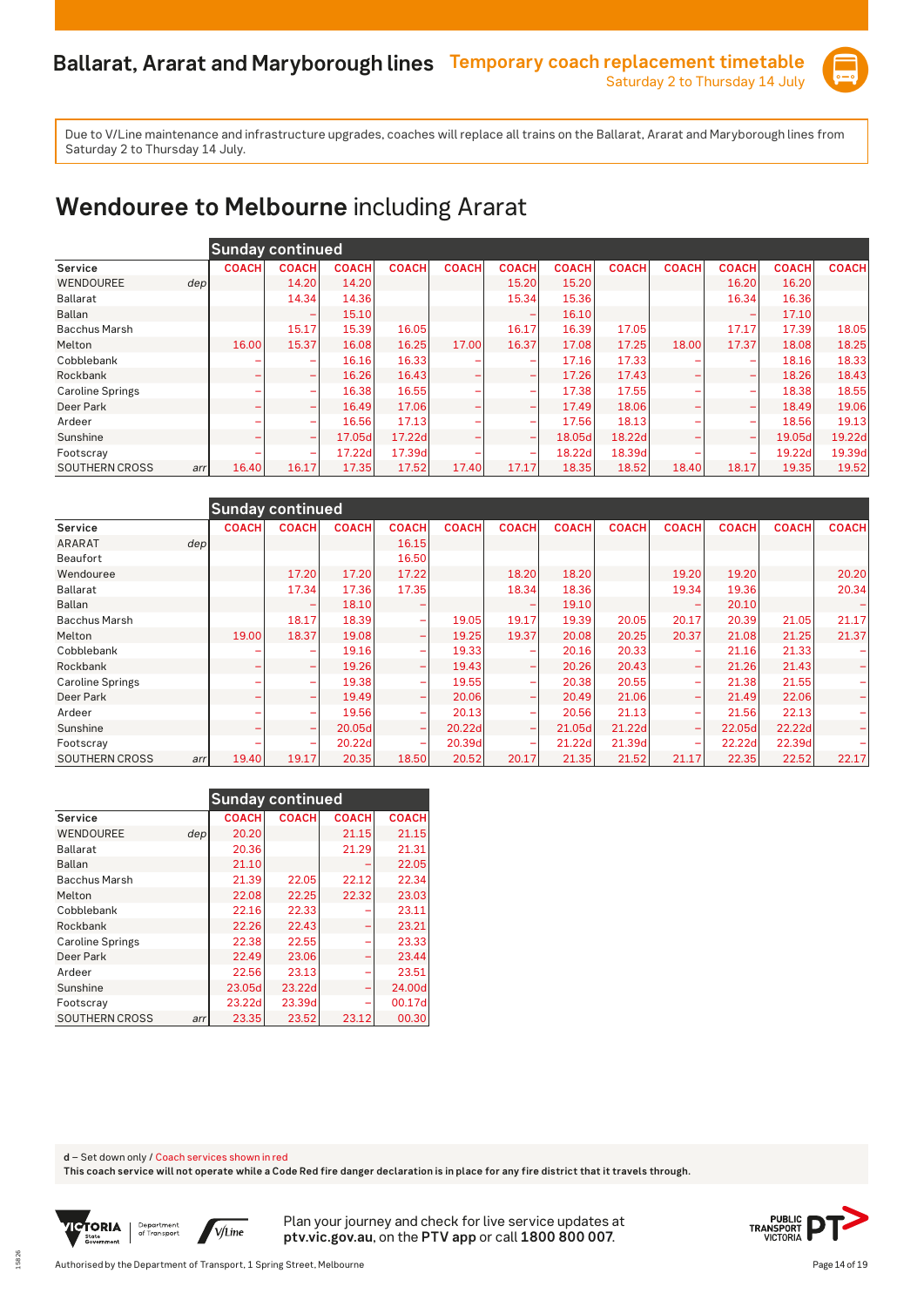# Ballarat, Ararat and Maryborough lines

**Temporary coach replacement timetable**
Saturday 2 to Thursday 14 July

Due to V/Line maintenance and infrastructure upgrades, coaches will replace all trains on the Ballarat, Ararat and Maryborough lines from Saturday 2 to Thursday 14 July.

## Wendouree to Melbourne including Ararat

| | | Sunday continued | | | | | | | | | | | |
|---|---|---|---|---|---|---|---|---|---|---|---|---|---|
| Service | | COACH | COACH | COACH | COACH | COACH | COACH | COACH | COACH | COACH | COACH | COACH | COACH |
| WENDOUREE | dep | | 14.20 | 14.20 | | | 15.20 | 15.20 | | | 16.20 | 16.20 | |
| Ballarat | | | 14.34 | 14.36 | | | 15.34 | 15.36 | | | 16.34 | 16.36 | |
| Ballan | | | – | 15.10 | | | – | 16.10 | | | – | 17.10 | |
| Bacchus Marsh | | | 15.17 | 15.39 | 16.05 | | 16.17 | 16.39 | 17.05 | | 17.17 | 17.39 | 18.05 |
| Melton | | 16.00 | 15.37 | 16.08 | 16.25 | 17.00 | 16.37 | 17.08 | 17.25 | 18.00 | 17.37 | 18.08 | 18.25 |
| Cobblebank | | – | – | 16.16 | 16.33 | – | – | 17.16 | 17.33 | – | – | 18.16 | 18.33 |
| Rockbank | | – | – | 16.26 | 16.43 | – | – | 17.26 | 17.43 | – | – | 18.26 | 18.43 |
| Caroline Springs | | – | – | 16.38 | 16.55 | – | – | 17.38 | 17.55 | – | – | 18.38 | 18.55 |
| Deer Park | | – | – | 16.49 | 17.06 | – | – | 17.49 | 18.06 | – | – | 18.49 | 19.06 |
| Ardeer | | – | – | 16.56 | 17.13 | – | – | 17.56 | 18.13 | – | – | 18.56 | 19.13 |
| Sunshine | | – | – | 17.05d | 17.22d | – | – | 18.05d | 18.22d | – | – | 19.05d | 19.22d |
| Footscray | | – | – | 17.22d | 17.39d | – | – | 18.22d | 18.39d | – | – | 19.22d | 19.39d |
| SOUTHERN CROSS | arr | 16.40 | 16.17 | 17.35 | 17.52 | 17.40 | 17.17 | 18.35 | 18.52 | 18.40 | 18.17 | 19.35 | 19.52 |

| | | Sunday continued | | | | | | | | | | | |
|---|---|---|---|---|---|---|---|---|---|---|---|---|---|
| Service | | COACH | COACH | COACH | COACH | COACH | COACH | COACH | COACH | COACH | COACH | COACH | COACH |
| ARARAT | dep | | | | 16.15 | | | | | | | | |
| Beaufort | | | | | 16.50 | | | | | | | | |
| Wendouree | | | 17.20 | 17.20 | 17.22 | | 18.20 | 18.20 | | 19.20 | 19.20 | | 20.20 |
| Ballarat | | | 17.34 | 17.36 | 17.35 | | 18.34 | 18.36 | | 19.34 | 19.36 | | 20.34 |
| Ballan | | | – | 18.10 | – | | – | 19.10 | | – | 20.10 | | – |
| Bacchus Marsh | | | 18.17 | 18.39 | – | 19.05 | 19.17 | 19.39 | 20.05 | 20.17 | 20.39 | 21.05 | 21.17 |
| Melton | | 19.00 | 18.37 | 19.08 | – | 19.25 | 19.37 | 20.08 | 20.25 | 20.37 | 21.08 | 21.25 | 21.37 |
| Cobblebank | | – | – | 19.16 | – | 19.33 | – | 20.16 | 20.33 | – | 21.16 | 21.33 | – |
| Rockbank | | – | – | 19.26 | – | 19.43 | – | 20.26 | 20.43 | – | 21.26 | 21.43 | – |
| Caroline Springs | | – | – | 19.38 | – | 19.55 | – | 20.38 | 20.55 | – | 21.38 | 21.55 | – |
| Deer Park | | – | – | 19.49 | – | 20.06 | – | 20.49 | 21.06 | – | 21.49 | 22.06 | – |
| Ardeer | | – | – | 19.56 | – | 20.13 | – | 20.56 | 21.13 | – | 21.56 | 22.13 | – |
| Sunshine | | – | – | 20.05d | – | 20.22d | – | 21.05d | 21.22d | – | 22.05d | 22.22d | – |
| Footscray | | – | – | 20.22d | – | 20.39d | – | 21.22d | 21.39d | – | 22.22d | 22.39d | – |
| SOUTHERN CROSS | arr | 19.40 | 19.17 | 20.35 | 18.50 | 20.52 | 20.17 | 21.35 | 21.52 | 21.17 | 22.35 | 22.52 | 22.17 |

| | | Sunday continued | | | |
|---|---|---|---|---|---|
| Service | | COACH | COACH | COACH | COACH |
| WENDOUREE | dep | 20.20 | | 21.15 | 21.15 |
| Ballarat | | 20.36 | | 21.29 | 21.31 |
| Ballan | | 21.10 | | – | 22.05 |
| Bacchus Marsh | | 21.39 | 22.05 | 22.12 | 22.34 |
| Melton | | 22.08 | 22.25 | 22.32 | 23.03 |
| Cobblebank | | 22.16 | 22.33 | – | 23.11 |
| Rockbank | | 22.26 | 22.43 | – | 23.21 |
| Caroline Springs | | 22.38 | 22.55 | – | 23.33 |
| Deer Park | | 22.49 | 23.06 | – | 23.44 |
| Ardeer | | 22.56 | 23.13 | – | 23.51 |
| Sunshine | | 23.05d | 23.22d | – | 24.00d |
| Footscray | | 23.22d | 23.39d | – | 00.17d |
| SOUTHERN CROSS | arr | 23.35 | 23.52 | 23.12 | 00.30 |

**d** – Set down only / Coach services shown in red

**This coach service will not operate while a Code Red fire danger declaration is in place for any fire district that it travels through.**

Plan your journey and check for live service updates at **ptv.vic.gov.au**, on the **PTV app** or call **1800 800 007**.

Authorised by the Department of Transport, 1 Spring Street, Melbourne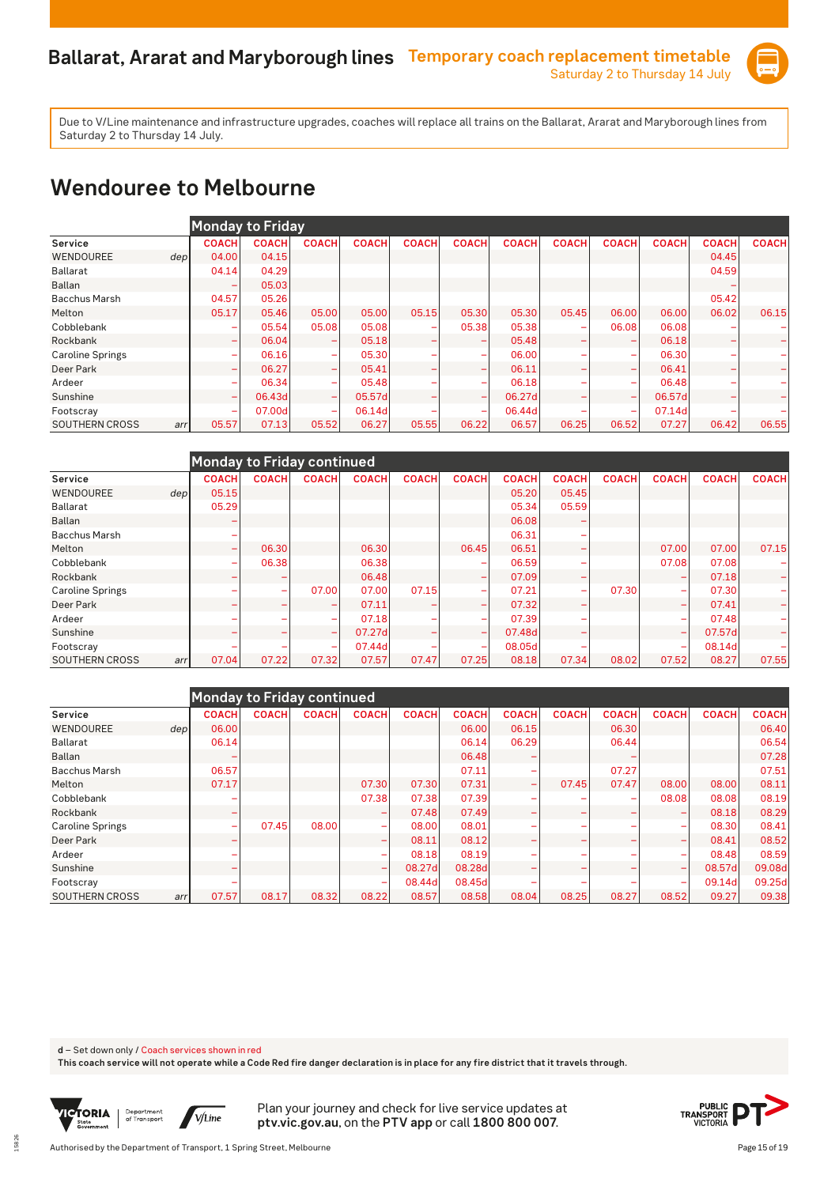# Ballarat, Ararat and Maryborough lines

**Temporary coach replacement timetable**
Saturday 2 to Thursday 14 July

Due to V/Line maintenance and infrastructure upgrades, coaches will replace all trains on the Ballarat, Ararat and Maryborough lines from Saturday 2 to Thursday 14 July.

## Wendouree to Melbourne

**Monday to Friday**

| Service | | COACH | COACH | COACH | COACH | COACH | COACH | COACH | COACH | COACH | COACH | COACH | COACH |
|---|---|---|---|---|---|---|---|---|---|---|---|---|---|
| WENDOUREE | dep | 04.00 | 04.15 | | | | | | | | | 04.45 | |
| Ballarat | | 04.14 | 04.29 | | | | | | | | | 04.59 | |
| Ballan | | – | 05.03 | | | | | | | | | – | |
| Bacchus Marsh | | 04.57 | 05.26 | | | | | | | | | 05.42 | |
| Melton | | 05.17 | 05.46 | 05.00 | 05.00 | 05.15 | 05.30 | 05.30 | 05.45 | 06.00 | 06.00 | 06.02 | 06.15 |
| Cobblebank | | – | 05.54 | 05.08 | 05.08 | – | 05.38 | 05.38 | – | 06.08 | 06.08 | – | – |
| Rockbank | | – | 06.04 | – | 05.18 | – | – | 05.48 | – | – | 06.18 | – | – |
| Caroline Springs | | – | 06.16 | – | 05.30 | – | – | 06.00 | – | – | 06.30 | – | – |
| Deer Park | | – | 06.27 | – | 05.41 | – | – | 06.11 | – | – | 06.41 | – | – |
| Ardeer | | – | 06.34 | – | 05.48 | – | – | 06.18 | – | – | 06.48 | – | – |
| Sunshine | | – | 06.43d | – | 05.57d | – | – | 06.27d | – | – | 06.57d | – | – |
| Footscray | | – | 07.00d | – | 06.14d | – | – | 06.44d | – | – | 07.14d | – | – |
| SOUTHERN CROSS | arr | 05.57 | 07.13 | 05.52 | 06.27 | 05.55 | 06.22 | 06.57 | 06.25 | 06.52 | 07.27 | 06.42 | 06.55 |

**Monday to Friday continued**

| Service | | COACH | COACH | COACH | COACH | COACH | COACH | COACH | COACH | COACH | COACH | COACH | COACH |
|---|---|---|---|---|---|---|---|---|---|---|---|---|---|
| WENDOUREE | dep | 05.15 | | | | | | 05.20 | 05.45 | | | | |
| Ballarat | | 05.29 | | | | | | 05.34 | 05.59 | | | | |
| Ballan | | – | | | | | | 06.08 | – | | | | |
| Bacchus Marsh | | – | | | | | | 06.31 | – | | | | |
| Melton | | – | 06.30 | | 06.30 | | 06.45 | 06.51 | – | | 07.00 | 07.00 | 07.15 |
| Cobblebank | | – | 06.38 | | 06.38 | | – | 06.59 | – | | 07.08 | 07.08 | – |
| Rockbank | | – | – | | 06.48 | | – | 07.09 | – | | – | 07.18 | – |
| Caroline Springs | | – | – | 07.00 | 07.00 | 07.15 | – | 07.21 | – | 07.30 | – | 07.30 | – |
| Deer Park | | – | – | – | 07.11 | – | – | 07.32 | – | | – | 07.41 | – |
| Ardeer | | – | – | – | 07.18 | – | – | 07.39 | – | | – | 07.48 | – |
| Sunshine | | – | – | – | 07.27d | – | – | 07.48d | – | | – | 07.57d | – |
| Footscray | | – | – | – | 07.44d | – | – | 08.05d | – | | – | 08.14d | – |
| SOUTHERN CROSS | arr | 07.04 | 07.22 | 07.32 | 07.57 | 07.47 | 07.25 | 08.18 | 07.34 | 08.02 | 07.52 | 08.27 | 07.55 |

**Monday to Friday continued**

| Service | | COACH | COACH | COACH | COACH | COACH | COACH | COACH | COACH | COACH | COACH | COACH | COACH |
|---|---|---|---|---|---|---|---|---|---|---|---|---|---|
| WENDOUREE | dep | 06.00 | | | | | 06.00 | 06.15 | | 06.30 | | | 06.40 |
| Ballarat | | 06.14 | | | | | 06.14 | 06.29 | | 06.44 | | | 06.54 |
| Ballan | | – | | | | | 06.48 | – | | – | | | 07.28 |
| Bacchus Marsh | | 06.57 | | | | | 07.11 | – | | 07.27 | | | 07.51 |
| Melton | | 07.17 | | | 07.30 | 07.30 | 07.31 | – | 07.45 | 07.47 | 08.00 | 08.00 | 08.11 |
| Cobblebank | | – | | | 07.38 | 07.38 | 07.39 | – | – | – | 08.08 | 08.08 | 08.19 |
| Rockbank | | – | | | – | 07.48 | 07.49 | – | – | – | – | 08.18 | 08.29 |
| Caroline Springs | | – | 07.45 | 08.00 | – | 08.00 | 08.01 | – | – | – | – | 08.30 | 08.41 |
| Deer Park | | – | | | – | 08.11 | 08.12 | – | – | – | – | 08.41 | 08.52 |
| Ardeer | | – | | | – | 08.18 | 08.19 | – | – | – | – | 08.48 | 08.59 |
| Sunshine | | – | | | – | 08.27d | 08.28d | – | – | – | – | 08.57d | 09.08d |
| Footscray | | – | | | – | 08.44d | 08.45d | – | – | – | – | 09.14d | 09.25d |
| SOUTHERN CROSS | arr | 07.57 | 08.17 | 08.32 | 08.22 | 08.57 | 08.58 | 08.04 | 08.25 | 08.27 | 08.52 | 09.27 | 09.38 |

d – Set down only / Coach services shown in red

**This coach service will not operate while a Code Red fire danger declaration is in place for any fire district that it travels through.**

Plan your journey and check for live service updates at **ptv.vic.gov.au**, on the **PTV app** or call **1800 800 007**.

Authorised by the Department of Transport, 1 Spring Street, Melbourne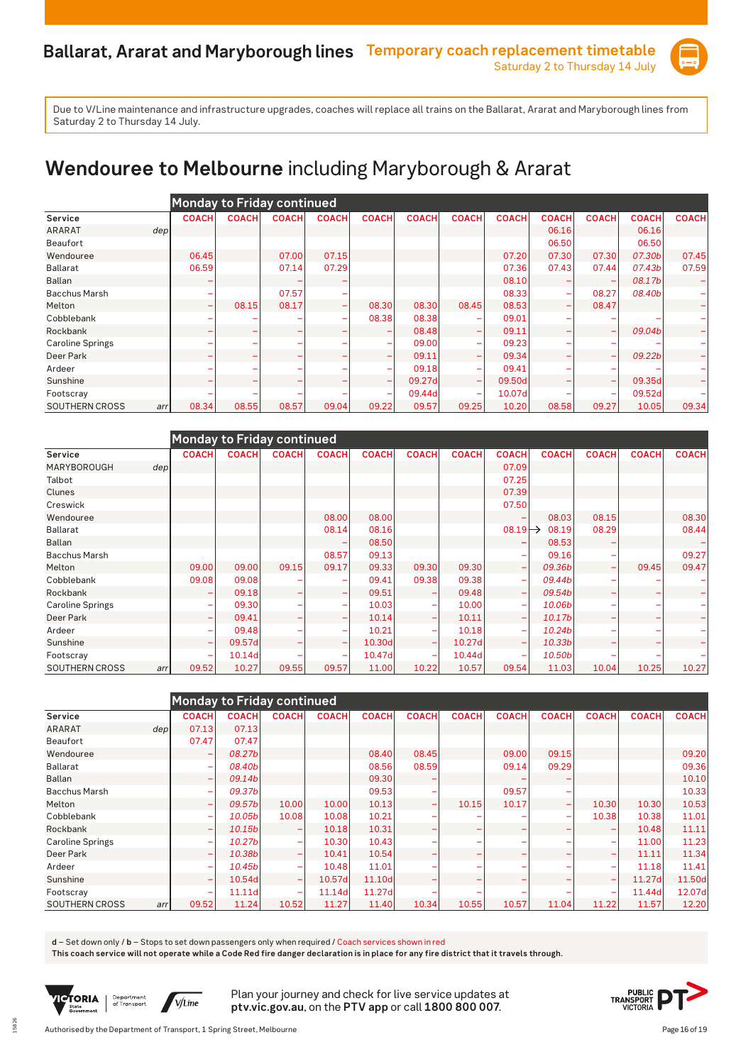# Ballarat, Ararat and Maryborough lines

**Temporary coach replacement timetable**
Saturday 2 to Thursday 14 July

Due to V/Line maintenance and infrastructure upgrades, coaches will replace all trains on the Ballarat, Ararat and Maryborough lines from Saturday 2 to Thursday 14 July.

## Wendouree to Melbourne including Maryborough & Ararat

**Monday to Friday continued**

| Service | | COACH | COACH | COACH | COACH | COACH | COACH | COACH | COACH | COACH | COACH | COACH | COACH |
|---|---|---|---|---|---|---|---|---|---|---|---|---|---|
| ARARAT | dep | | | | | | | | | 06.16 | | 06.16 | |
| Beaufort | | | | | | | | | | 06.50 | | 06.50 | |
| Wendouree | | 06.45 | | 07.00 | 07.15 | | | | 07.20 | 07.30 | 07.30 | 07.30b | 07.45 |
| Ballarat | | 06.59 | | 07.14 | 07.29 | | | | 07.36 | 07.43 | 07.44 | 07.43b | 07.59 |
| Ballan | | – | | – | – | | | | 08.10 | – | – | 08.17b | – |
| Bacchus Marsh | | – | | 07.57 | – | | | | 08.33 | – | 08.27 | 08.40b | – |
| Melton | | – | 08.15 | 08.17 | – | 08.30 | 08.30 | 08.45 | 08.53 | – | 08.47 | | – |
| Cobblebank | | – | – | – | – | 08.38 | 08.38 | – | 09.01 | – | – | – | – |
| Rockbank | | – | – | – | – | – | 08.48 | – | 09.11 | – | – | 09.04b | – |
| Caroline Springs | | – | – | – | – | – | 09.00 | – | 09.23 | – | – | – | – |
| Deer Park | | – | – | – | – | – | 09.11 | – | 09.34 | – | – | 09.22b | – |
| Ardeer | | – | – | – | – | – | 09.18 | – | 09.41 | – | – | – | – |
| Sunshine | | – | – | – | – | – | 09.27d | – | 09.50d | – | – | 09.35d | – |
| Footscray | | – | – | – | – | – | 09.44d | – | 10.07d | – | – | 09.52d | – |
| SOUTHERN CROSS | arr | 08.34 | 08.55 | 08.57 | 09.04 | 09.22 | 09.57 | 09.25 | 10.20 | 08.58 | 09.27 | 10.05 | 09.34 |

**Monday to Friday continued**

| Service | | COACH | COACH | COACH | COACH | COACH | COACH | COACH | COACH | COACH | COACH | COACH | COACH |
|---|---|---|---|---|---|---|---|---|---|---|---|---|---|
| MARYBOROUGH | dep | | | | | | | | 07.09 | | | | |
| Talbot | | | | | | | | | 07.25 | | | | |
| Clunes | | | | | | | | | 07.39 | | | | |
| Creswick | | | | | | | | | 07.50 | | | | |
| Wendouree | | | | | 08.00 | 08.00 | | | – | 08.03 | 08.15 | | 08.30 |
| Ballarat | | | | | 08.14 | 08.16 | | | 08.19 → | 08.19 | 08.29 | | 08.44 |
| Ballan | | | | | – | 08.50 | | | – | 08.53 | – | | – |
| Bacchus Marsh | | | | | 08.57 | 09.13 | | | – | 09.16 | – | | 09.27 |
| Melton | | 09.00 | 09.00 | 09.15 | 09.17 | 09.33 | 09.30 | 09.30 | – | 09.36b | – | 09.45 | 09.47 |
| Cobblebank | | 09.08 | 09.08 | – | – | 09.41 | 09.38 | 09.38 | – | 09.44b | – | – | – |
| Rockbank | | – | 09.18 | – | – | 09.51 | – | 09.48 | – | 09.54b | – | – | – |
| Caroline Springs | | – | 09.30 | – | – | 10.03 | – | 10.00 | – | 10.06b | – | – | – |
| Deer Park | | – | 09.41 | – | – | 10.14 | – | 10.11 | – | 10.17b | – | – | – |
| Ardeer | | – | 09.48 | – | – | 10.21 | – | 10.18 | – | 10.24b | – | – | – |
| Sunshine | | – | 09.57d | – | – | 10.30d | – | 10.27d | – | 10.33b | – | – | – |
| Footscray | | – | 10.14d | – | – | 10.47d | – | 10.44d | – | 10.50b | – | – | – |
| SOUTHERN CROSS | arr | 09.52 | 10.27 | 09.55 | 09.57 | 11.00 | 10.22 | 10.57 | 09.54 | 11.03 | 10.04 | 10.25 | 10.27 |

**Monday to Friday continued**

| Service | | COACH | COACH | COACH | COACH | COACH | COACH | COACH | COACH | COACH | COACH | COACH | COACH |
|---|---|---|---|---|---|---|---|---|---|---|---|---|---|
| ARARAT | dep | 07.13 | 07.13 | | | | | | | | | | |
| Beaufort | | 07.47 | 07.47 | | | | | | | | | | |
| Wendouree | | – | 08.27b | | | 08.40 | 08.45 | | 09.00 | 09.15 | | | 09.20 |
| Ballarat | | – | 08.40b | | | 08.56 | 08.59 | | 09.14 | 09.29 | | | 09.36 |
| Ballan | | – | 09.14b | | | 09.30 | – | | – | – | | | 10.10 |
| Bacchus Marsh | | – | 09.37b | | | 09.53 | – | | 09.57 | – | | | 10.33 |
| Melton | | – | 09.57b | 10.00 | 10.00 | 10.13 | – | 10.15 | 10.17 | – | 10.30 | 10.30 | 10.53 |
| Cobblebank | | – | 10.05b | 10.08 | 10.08 | 10.21 | – | – | – | – | 10.38 | 10.38 | 11.01 |
| Rockbank | | – | 10.15b | – | 10.18 | 10.31 | – | – | – | – | – | 10.48 | 11.11 |
| Caroline Springs | | – | 10.27b | – | 10.30 | 10.43 | – | – | – | – | – | 11.00 | 11.23 |
| Deer Park | | – | 10.38b | – | 10.41 | 10.54 | – | – | – | – | – | 11.11 | 11.34 |
| Ardeer | | – | 10.45b | – | 10.48 | 11.01 | – | – | – | – | – | 11.18 | 11.41 |
| Sunshine | | – | 10.54d | – | 10.57d | 11.10d | – | – | – | – | – | 11.27d | 11.50d |
| Footscray | | – | 11.11d | – | 11.14d | 11.27d | – | – | – | – | – | 11.44d | 12.07d |
| SOUTHERN CROSS | arr | 09.52 | 11.24 | 10.52 | 11.27 | 11.40 | 10.34 | 10.55 | 10.57 | 11.04 | 11.22 | 11.57 | 12.20 |

d – Set down only / b – Stops to set down passengers only when required / Coach services shown in red

**This coach service will not operate while a Code Red fire danger declaration is in place for any fire district that it travels through.**

Plan your journey and check for live service updates at **ptv.vic.gov.au**, on the **PTV app** or call **1800 800 007**.

Authorised by the Department of Transport, 1 Spring Street, Melbourne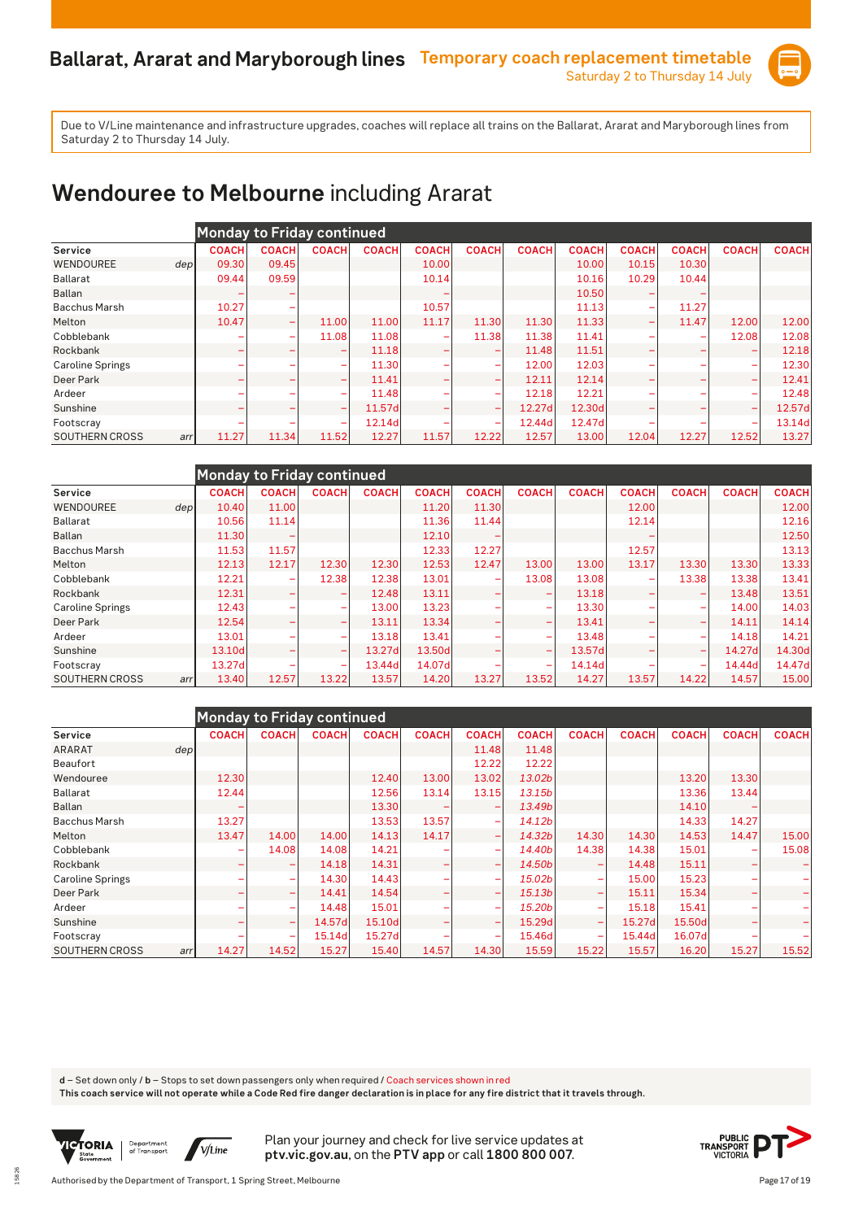# Ballarat, Ararat and Maryborough lines

**Temporary coach replacement timetable**
Saturday 2 to Thursday 14 July

Due to V/Line maintenance and infrastructure upgrades, coaches will replace all trains on the Ballarat, Ararat and Maryborough lines from Saturday 2 to Thursday 14 July.

## Wendouree to Melbourne including Ararat

**Monday to Friday continued**

| Service | | COACH | COACH | COACH | COACH | COACH | COACH | COACH | COACH | COACH | COACH | COACH | COACH |
|---|---|---|---|---|---|---|---|---|---|---|---|---|---|
| WENDOUREE | dep | 09.30 | 09.45 | | | 10.00 | | | 10.00 | 10.15 | 10.30 | | |
| Ballarat | | 09.44 | 09.59 | | | 10.14 | | | 10.16 | 10.29 | 10.44 | | |
| Ballan | | – | – | | | – | | | 10.50 | – | – | | |
| Bacchus Marsh | | 10.27 | – | | | 10.57 | | | 11.13 | – | 11.27 | | |
| Melton | | 10.47 | – | 11.00 | 11.00 | 11.17 | 11.30 | 11.30 | 11.33 | – | 11.47 | 12.00 | 12.00 |
| Cobblebank | | – | – | 11.08 | 11.08 | – | 11.38 | 11.38 | 11.41 | – | – | 12.08 | 12.08 |
| Rockbank | | – | – | – | 11.18 | – | – | 11.48 | 11.51 | – | – | – | 12.18 |
| Caroline Springs | | – | – | – | 11.30 | – | – | 12.00 | 12.03 | – | – | – | 12.30 |
| Deer Park | | – | – | – | 11.41 | – | – | 12.11 | 12.14 | – | – | – | 12.41 |
| Ardeer | | – | – | – | 11.48 | – | – | 12.18 | 12.21 | – | – | – | 12.48 |
| Sunshine | | – | – | – | 11.57d | – | – | 12.27d | 12.30d | – | – | – | 12.57d |
| Footscray | | – | – | – | 12.14d | – | – | 12.44d | 12.47d | – | – | – | 13.14d |
| SOUTHERN CROSS | arr | 11.27 | 11.34 | 11.52 | 12.27 | 11.57 | 12.22 | 12.57 | 13.00 | 12.04 | 12.27 | 12.52 | 13.27 |

**Monday to Friday continued**

| Service | | COACH | COACH | COACH | COACH | COACH | COACH | COACH | COACH | COACH | COACH | COACH | COACH |
|---|---|---|---|---|---|---|---|---|---|---|---|---|---|
| WENDOUREE | dep | 10.40 | 11.00 | | | 11.20 | 11.30 | | | 12.00 | | | 12.00 |
| Ballarat | | 10.56 | 11.14 | | | 11.36 | 11.44 | | | 12.14 | | | 12.16 |
| Ballan | | 11.30 | – | | | 12.10 | – | | | – | | | 12.50 |
| Bacchus Marsh | | 11.53 | 11.57 | | | 12.33 | 12.27 | | | 12.57 | | | 13.13 |
| Melton | | 12.13 | 12.17 | 12.30 | 12.30 | 12.53 | 12.47 | 13.00 | 13.00 | 13.17 | 13.30 | 13.30 | 13.33 |
| Cobblebank | | 12.21 | – | 12.38 | 12.38 | 13.01 | – | 13.08 | 13.08 | – | 13.38 | 13.38 | 13.41 |
| Rockbank | | 12.31 | – | – | 12.48 | 13.11 | – | – | 13.18 | – | – | 13.48 | 13.51 |
| Caroline Springs | | 12.43 | – | – | 13.00 | 13.23 | – | – | 13.30 | – | – | 14.00 | 14.03 |
| Deer Park | | 12.54 | – | – | 13.11 | 13.34 | – | – | 13.41 | – | – | 14.11 | 14.14 |
| Ardeer | | 13.01 | – | – | 13.18 | 13.41 | – | – | 13.48 | – | – | 14.18 | 14.21 |
| Sunshine | | 13.10d | – | – | 13.27d | 13.50d | – | – | 13.57d | – | – | 14.27d | 14.30d |
| Footscray | | 13.27d | – | – | 13.44d | 14.07d | – | – | 14.14d | – | – | 14.44d | 14.47d |
| SOUTHERN CROSS | arr | 13.40 | 12.57 | 13.22 | 13.57 | 14.20 | 13.27 | 13.52 | 14.27 | 13.57 | 14.22 | 14.57 | 15.00 |

**Monday to Friday continued**

| Service | | COACH | COACH | COACH | COACH | COACH | COACH | COACH | COACH | COACH | COACH | COACH | COACH |
|---|---|---|---|---|---|---|---|---|---|---|---|---|---|
| ARARAT | dep | | | | | | 11.48 | 11.48 | | | | | |
| Beaufort | | | | | | | 12.22 | 12.22 | | | | | |
| Wendouree | | 12.30 | | | 12.40 | 13.00 | 13.02 | *13.02b* | | | 13.20 | 13.30 | |
| Ballarat | | 12.44 | | | 12.56 | 13.14 | 13.15 | *13.15b* | | | 13.36 | 13.44 | |
| Ballan | | – | | | 13.30 | – | – | *13.49b* | | | 14.10 | – | |
| Bacchus Marsh | | 13.27 | | | 13.53 | 13.57 | – | *14.12b* | | | 14.33 | 14.27 | |
| Melton | | 13.47 | 14.00 | 14.00 | 14.13 | 14.17 | – | *14.32b* | 14.30 | 14.30 | 14.53 | 14.47 | 15.00 |
| Cobblebank | | – | 14.08 | 14.08 | 14.21 | – | – | *14.40b* | 14.38 | 14.38 | 15.01 | – | 15.08 |
| Rockbank | | – | – | 14.18 | 14.31 | – | – | *14.50b* | – | 14.48 | 15.11 | – | – |
| Caroline Springs | | – | – | 14.30 | 14.43 | – | – | *15.02b* | – | 15.00 | 15.23 | – | – |
| Deer Park | | – | – | 14.41 | 14.54 | – | – | *15.13b* | – | 15.11 | 15.34 | – | – |
| Ardeer | | – | – | 14.48 | 15.01 | – | – | *15.20b* | – | 15.18 | 15.41 | – | – |
| Sunshine | | – | – | 14.57d | 15.10d | – | – | 15.29d | – | 15.27d | 15.50d | – | – |
| Footscray | | – | – | 15.14d | 15.27d | – | – | 15.46d | – | 15.44d | 16.07d | – | – |
| SOUTHERN CROSS | arr | 14.27 | 14.52 | 15.27 | 15.40 | 14.57 | 14.30 | 15.59 | 15.22 | 15.57 | 16.20 | 15.27 | 15.52 |

**d** – Set down only / **b** – Stops to set down passengers only when required / Coach services shown in red
**This coach service will not operate while a Code Red fire danger declaration is in place for any fire district that it travels through.**

Plan your journey and check for live service updates at **ptv.vic.gov.au**, on the **PTV app** or call **1800 800 007**.

Authorised by the Department of Transport, 1 Spring Street, Melbourne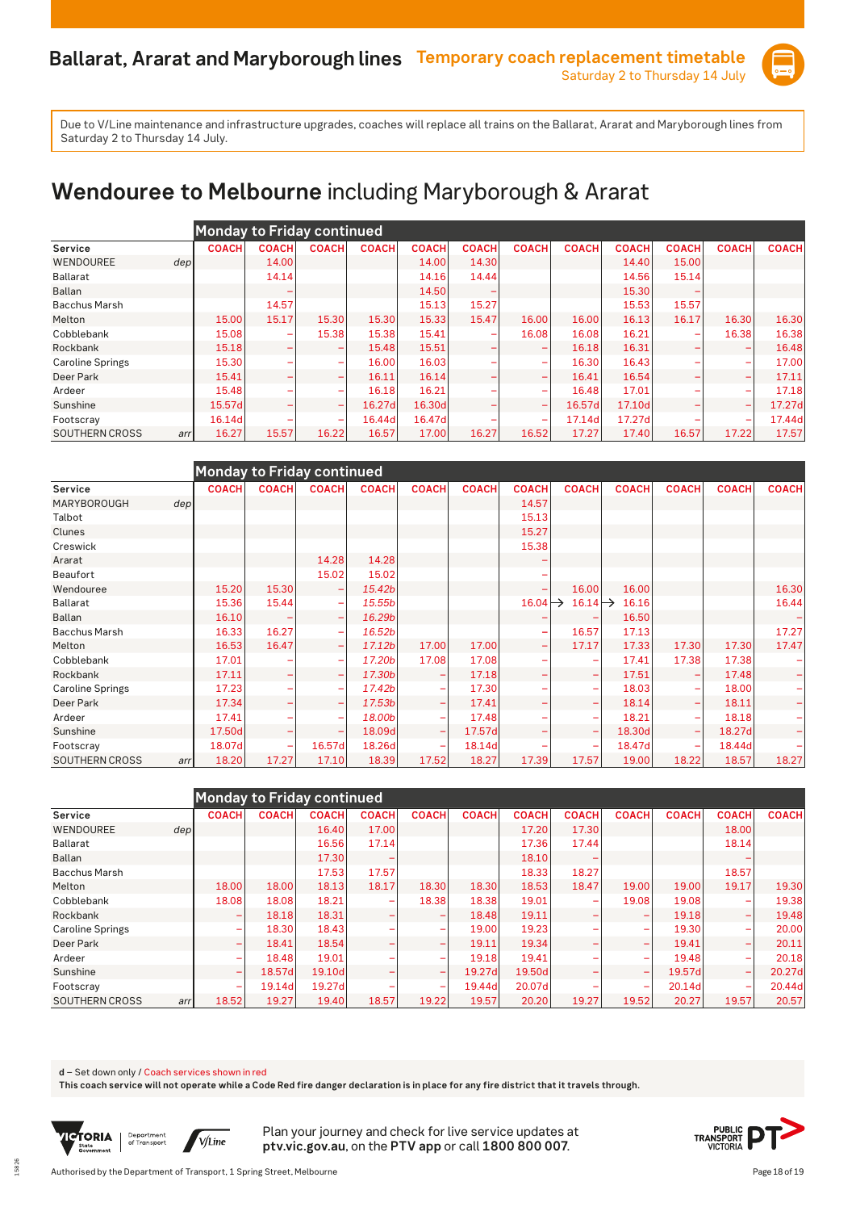# Ballarat, Ararat and Maryborough lines

**Temporary coach replacement timetable**
Saturday 2 to Thursday 14 July

Due to V/Line maintenance and infrastructure upgrades, coaches will replace all trains on the Ballarat, Ararat and Maryborough lines from Saturday 2 to Thursday 14 July.

## Wendouree to Melbourne including Maryborough & Ararat

**Monday to Friday continued**

| Service | | COACH | COACH | COACH | COACH | COACH | COACH | COACH | COACH | COACH | COACH | COACH | COACH |
|---|---|---|---|---|---|---|---|---|---|---|---|---|---|
| WENDOUREE | dep | | 14.00 | | | 14.00 | 14.30 | | | 14.40 | 15.00 | | |
| Ballarat | | | 14.14 | | | 14.16 | 14.44 | | | 14.56 | 15.14 | | |
| Ballan | | | – | | | 14.50 | – | | | 15.30 | – | | |
| Bacchus Marsh | | | 14.57 | | | 15.13 | 15.27 | | | 15.53 | 15.57 | | |
| Melton | | 15.00 | 15.17 | 15.30 | 15.30 | 15.33 | 15.47 | 16.00 | 16.00 | 16.13 | 16.17 | 16.30 | 16.30 |
| Cobblebank | | 15.08 | – | 15.38 | 15.38 | 15.41 | – | 16.08 | 16.08 | 16.21 | – | 16.38 | 16.38 |
| Rockbank | | 15.18 | – | – | 15.48 | 15.51 | – | – | 16.18 | 16.31 | – | – | 16.48 |
| Caroline Springs | | 15.30 | – | – | 16.00 | 16.03 | – | – | 16.30 | 16.43 | – | – | 17.00 |
| Deer Park | | 15.41 | – | – | 16.11 | 16.14 | – | – | 16.41 | 16.54 | – | – | 17.11 |
| Ardeer | | 15.48 | – | – | 16.18 | 16.21 | – | – | 16.48 | 17.01 | – | – | 17.18 |
| Sunshine | | 15.57d | – | – | 16.27d | 16.30d | – | – | 16.57d | 17.10d | – | – | 17.27d |
| Footscray | | 16.14d | – | – | 16.44d | 16.47d | – | – | 17.14d | 17.27d | – | – | 17.44d |
| SOUTHERN CROSS | arr | 16.27 | 15.57 | 16.22 | 16.57 | 17.00 | 16.27 | 16.52 | 17.27 | 17.40 | 16.57 | 17.22 | 17.57 |

**Monday to Friday continued**

| Service | | COACH | COACH | COACH | COACH | COACH | COACH | COACH | COACH | COACH | COACH | COACH | COACH |
|---|---|---|---|---|---|---|---|---|---|---|---|---|---|
| MARYBOROUGH | dep | | | | | | | 14.57 | | | | | |
| Talbot | | | | | | | | 15.13 | | | | | |
| Clunes | | | | | | | | 15.27 | | | | | |
| Creswick | | | | | | | | 15.38 | | | | | |
| Ararat | | | | 14.28 | 14.28 | | | – | | | | | |
| Beaufort | | | | 15.02 | 15.02 | | | – | | | | | |
| Wendouree | | 15.20 | 15.30 | – | *15.42b* | | | – | 16.00 | 16.00 | | | 16.30 |
| Ballarat | | 15.36 | 15.44 | – | *15.55b* | | | 16.04 → | 16.14 → | 16.16 | | | 16.44 |
| Ballan | | 16.10 | – | – | *16.29b* | | | – | – | 16.50 | | | – |
| Bacchus Marsh | | 16.33 | 16.27 | – | *16.52b* | | | – | 16.57 | 17.13 | | | 17.27 |
| Melton | | 16.53 | 16.47 | – | *17.12b* | 17.00 | 17.00 | – | 17.17 | 17.33 | 17.30 | 17.30 | 17.47 |
| Cobblebank | | 17.01 | – | – | *17.20b* | 17.08 | 17.08 | – | – | 17.41 | 17.38 | 17.38 | – |
| Rockbank | | 17.11 | – | – | *17.30b* | – | 17.18 | – | – | 17.51 | – | 17.48 | – |
| Caroline Springs | | 17.23 | – | – | *17.42b* | – | 17.30 | – | – | 18.03 | – | 18.00 | – |
| Deer Park | | 17.34 | – | – | *17.53b* | – | 17.41 | – | – | 18.14 | – | 18.11 | – |
| Ardeer | | 17.41 | – | – | *18.00b* | – | 17.48 | – | – | 18.21 | – | 18.18 | – |
| Sunshine | | 17.50d | – | – | 18.09d | – | 17.57d | – | – | 18.30d | – | 18.27d | – |
| Footscray | | 18.07d | – | 16.57d | 18.26d | – | 18.14d | – | – | 18.47d | – | 18.44d | – |
| SOUTHERN CROSS | arr | 18.20 | 17.27 | 17.10 | 18.39 | 17.52 | 18.27 | 17.39 | 17.57 | 19.00 | 18.22 | 18.57 | 18.27 |

**Monday to Friday continued**

| Service | | COACH | COACH | COACH | COACH | COACH | COACH | COACH | COACH | COACH | COACH | COACH | COACH |
|---|---|---|---|---|---|---|---|---|---|---|---|---|---|
| WENDOUREE | dep | | | 16.40 | 17.00 | | | 17.20 | 17.30 | | | 18.00 | |
| Ballarat | | | | 16.56 | 17.14 | | | 17.36 | 17.44 | | | 18.14 | |
| Ballan | | | | 17.30 | – | | | 18.10 | – | | | – | |
| Bacchus Marsh | | | | 17.53 | 17.57 | | | 18.33 | 18.27 | | | 18.57 | |
| Melton | | 18.00 | 18.00 | 18.13 | 18.17 | 18.30 | 18.30 | 18.53 | 18.47 | 19.00 | 19.00 | 19.17 | 19.30 |
| Cobblebank | | 18.08 | 18.08 | 18.21 | – | 18.38 | 18.38 | 19.01 | – | 19.08 | 19.08 | – | 19.38 |
| Rockbank | | – | 18.18 | 18.31 | – | – | 18.48 | 19.11 | – | – | 19.18 | – | 19.48 |
| Caroline Springs | | – | 18.30 | 18.43 | – | – | 19.00 | 19.23 | – | – | 19.30 | – | 20.00 |
| Deer Park | | – | 18.41 | 18.54 | – | – | 19.11 | 19.34 | – | – | 19.41 | – | 20.11 |
| Ardeer | | – | 18.48 | 19.01 | – | – | 19.18 | 19.41 | – | – | 19.48 | – | 20.18 |
| Sunshine | | – | 18.57d | 19.10d | – | – | 19.27d | 19.50d | – | – | 19.57d | – | 20.27d |
| Footscray | | – | 19.14d | 19.27d | – | – | 19.44d | 20.07d | – | – | 20.14d | – | 20.44d |
| SOUTHERN CROSS | arr | 18.52 | 19.27 | 19.40 | 18.57 | 19.22 | 19.57 | 20.20 | 19.27 | 19.52 | 20.27 | 19.57 | 20.57 |

**d** – Set down only / Coach services shown in red

**This coach service will not operate while a Code Red fire danger declaration is in place for any fire district that it travels through.**

Plan your journey and check for live service updates at **ptv.vic.gov.au**, on the **PTV app** or call **1800 800 007**.

Authorised by the Department of Transport, 1 Spring Street, Melbourne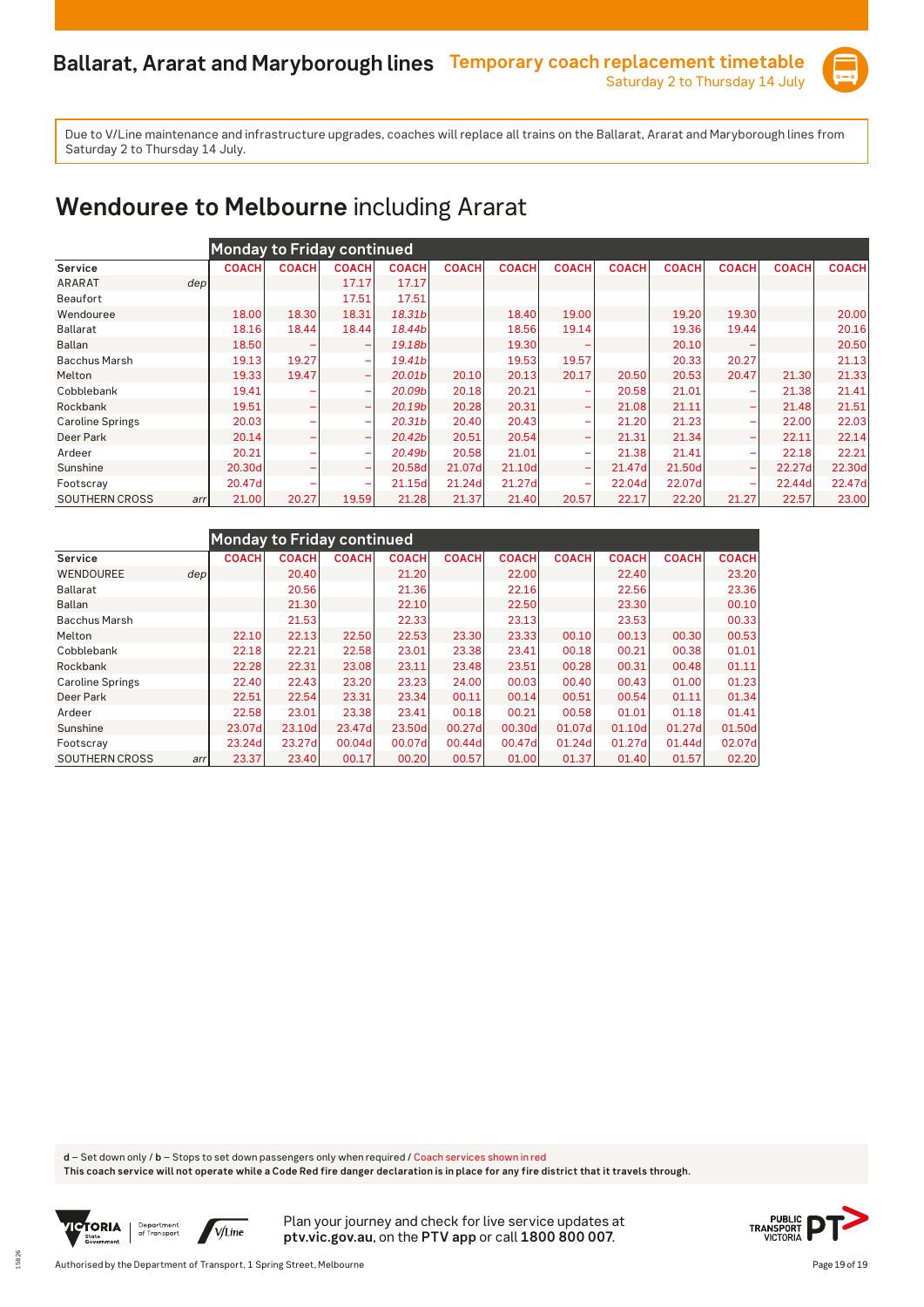## Ballarat, Ararat and Maryborough lines

**Temporary coach replacement timetable**
Saturday 2 to Thursday 14 July

Due to V/Line maintenance and infrastructure upgrades, coaches will replace all trains on the Ballarat, Ararat and Maryborough lines from Saturday 2 to Thursday 14 July.

# **Wendouree to Melbourne** including Ararat

| | | Monday to Friday continued | | | | | | | | | | | |
|---|---|---|---|---|---|---|---|---|---|---|---|---|---|
| **Service** | | **COACH** | **COACH** | **COACH** | **COACH** | **COACH** | **COACH** | **COACH** | **COACH** | **COACH** | **COACH** | **COACH** | **COACH** |
| ARARAT | *dep* | | | 17.17 | 17.17 | | | | | | | | |
| Beaufort | | | | 17.51 | 17.51 | | | | | | | | |
| Wendouree | | 18.00 | 18.30 | 18.31 | *18.31b* | | 18.40 | 19.00 | | 19.20 | 19.30 | | 20.00 |
| Ballarat | | 18.16 | 18.44 | 18.44 | *18.44b* | | 18.56 | 19.14 | | 19.36 | 19.44 | | 20.16 |
| Ballan | | 18.50 | – | – | *19.18b* | | 19.30 | – | | 20.10 | – | | 20.50 |
| Bacchus Marsh | | 19.13 | 19.27 | – | *19.41b* | | 19.53 | 19.57 | | 20.33 | 20.27 | | 21.13 |
| Melton | | 19.33 | 19.47 | – | *20.01b* | 20.10 | 20.13 | 20.17 | 20.50 | 20.53 | 20.47 | 21.30 | 21.33 |
| Cobblebank | | 19.41 | – | – | *20.09b* | 20.18 | 20.21 | – | 20.58 | 21.01 | – | 21.38 | 21.41 |
| Rockbank | | 19.51 | – | – | *20.19b* | 20.28 | 20.31 | – | 21.08 | 21.11 | – | 21.48 | 21.51 |
| Caroline Springs | | 20.03 | – | – | *20.31b* | 20.40 | 20.43 | – | 21.20 | 21.23 | – | 22.00 | 22.03 |
| Deer Park | | 20.14 | – | – | *20.42b* | 20.51 | 20.54 | – | 21.31 | 21.34 | – | 22.11 | 22.14 |
| Ardeer | | 20.21 | – | – | *20.49b* | 20.58 | 21.01 | – | 21.38 | 21.41 | – | 22.18 | 22.21 |
| Sunshine | | 20.30d | – | – | 20.58d | 21.07d | 21.10d | – | 21.47d | 21.50d | – | 22.27d | 22.30d |
| Footscray | | 20.47d | – | – | 21.15d | 21.24d | 21.27d | – | 22.04d | 22.07d | – | 22.44d | 22.47d |
| SOUTHERN CROSS | *arr* | 21.00 | 20.27 | 19.59 | 21.28 | 21.37 | 21.40 | 20.57 | 22.17 | 22.20 | 21.27 | 22.57 | 23.00 |

| | | Monday to Friday continued | | | | | | | | | |
|---|---|---|---|---|---|---|---|---|---|---|---|
| **Service** | | **COACH** | **COACH** | **COACH** | **COACH** | **COACH** | **COACH** | **COACH** | **COACH** | **COACH** | **COACH** |
| WENDOUREE | *dep* | | 20.40 | | 21.20 | | 22.00 | | 22.40 | | 23.20 |
| Ballarat | | | 20.56 | | 21.36 | | 22.16 | | 22.56 | | 23.36 |
| Ballan | | | 21.30 | | 22.10 | | 22.50 | | 23.30 | | 00.10 |
| Bacchus Marsh | | | 21.53 | | 22.33 | | 23.13 | | 23.53 | | 00.33 |
| Melton | | 22.10 | 22.13 | 22.50 | 22.53 | 23.30 | 23.33 | 00.10 | 00.13 | 00.30 | 00.53 |
| Cobblebank | | 22.18 | 22.21 | 22.58 | 23.01 | 23.38 | 23.41 | 00.18 | 00.21 | 00.38 | 01.01 |
| Rockbank | | 22.28 | 22.31 | 23.08 | 23.11 | 23.48 | 23.51 | 00.28 | 00.31 | 00.48 | 01.11 |
| Caroline Springs | | 22.40 | 22.43 | 23.20 | 23.23 | 24.00 | 00.03 | 00.40 | 00.43 | 01.00 | 01.23 |
| Deer Park | | 22.51 | 22.54 | 23.31 | 23.34 | 00.11 | 00.14 | 00.51 | 00.54 | 01.11 | 01.34 |
| Ardeer | | 22.58 | 23.01 | 23.38 | 23.41 | 00.18 | 00.21 | 00.58 | 01.01 | 01.18 | 01.41 |
| Sunshine | | 23.07d | 23.10d | 23.47d | 23.50d | 00.27d | 00.30d | 01.07d | 01.10d | 01.27d | 01.50d |
| Footscray | | 23.24d | 23.27d | 00.04d | 00.07d | 00.44d | 00.47d | 01.24d | 01.27d | 01.44d | 02.07d |
| SOUTHERN CROSS | *arr* | 23.37 | 23.40 | 00.17 | 00.20 | 00.57 | 01.00 | 01.37 | 01.40 | 01.57 | 02.20 |

**d** – Set down only / **b** – Stops to set down passengers only when required / Coach services shown in red

**This coach service will not operate while a Code Red fire danger declaration is in place for any fire district that it travels through.**

Plan your journey and check for live service updates at **ptv.vic.gov.au**, on the **PTV app** or call **1800 800 007**.

Authorised by the Department of Transport, 1 Spring Street, Melbourne